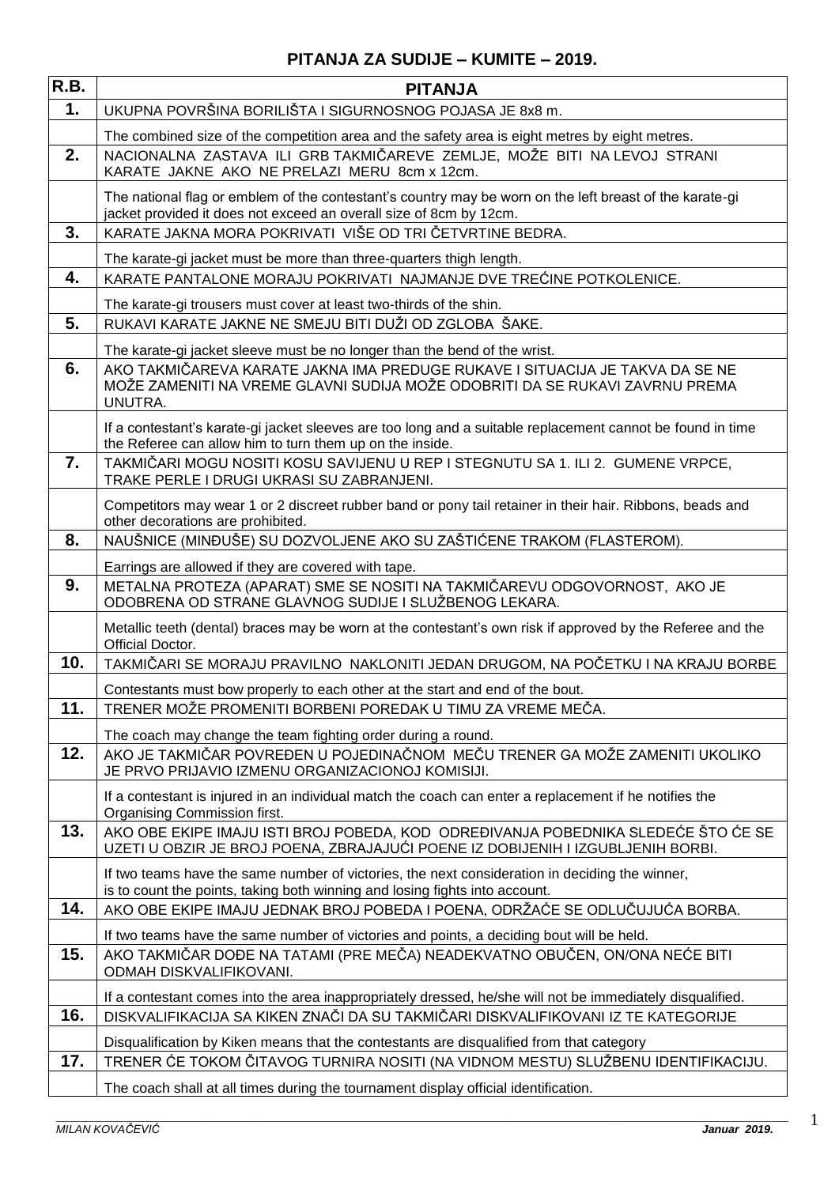# PITANJA ZA SUDIJE – KUMITE – 2019.

| R.B. | PITANJA |
|---|---|
| 1. | UKUPNA POVRŠINA BORILIŠTA I SIGURNOSNOG POJASA JE 8x8 m. |
| | The combined size of the competition area and the safety area is eight metres by eight metres. |
| 2. | NACIONALNA ZASTAVA ILI GRB TAKMIČAREVE ZEMLJE, MOŽE BITI NA LEVOJ STRANI KARATE JAKNE AKO NE PRELAZI MERU 8cm x 12cm. |
| | The national flag or emblem of the contestant's country may be worn on the left breast of the karate-gi jacket provided it does not exceed an overall size of 8cm by 12cm. |
| 3. | KARATE JAKNA MORA POKRIVATI VIŠE OD TRI ČETVRTINE BEDRA. |
| | The karate-gi jacket must be more than three-quarters thigh length. |
| 4. | KARATE PANTALONE MORAJU POKRIVATI NAJMANJE DVE TREĆINE POTKOLENICE. |
| | The karate-gi trousers must cover at least two-thirds of the shin. |
| 5. | RUKAVI KARATE JAKNE NE SMEJU BITI DUŽI OD ZGLOBA ŠAKE. |
| | The karate-gi jacket sleeve must be no longer than the bend of the wrist. |
| 6. | AKO TAKMIČAREVA KARATE JAKNA IMA PREDUGE RUKAVE I SITUACIJA JE TAKVA DA SE NE MOŽE ZAMENITI NA VREME GLAVNI SUDIJA MOŽE ODOBRITI DA SE RUKAVI ZAVRNU PREMA UNUTRA. |
| | If a contestant's karate-gi jacket sleeves are too long and a suitable replacement cannot be found in time the Referee can allow him to turn them up on the inside. |
| 7. | TAKMIČARI MOGU NOSITI KOSU SAVIJENU U REP I STEGNUTU SA 1. ILI 2. GUMENE VRPCE, TRAKE PERLE I DRUGI UKRASI SU ZABRANJENI. |
| | Competitors may wear 1 or 2 discreet rubber band or pony tail retainer in their hair. Ribbons, beads and other decorations are prohibited. |
| 8. | NAUŠNICE (MINĐUŠE) SU DOZVOLJENE AKO SU ZAŠTIĆENE TRAKOM (FLASTEROM). |
| | Earrings are allowed if they are covered with tape. |
| 9. | METALNA PROTEZA (APARAT) SME SE NOSITI NA TAKMIČAREVU ODGOVORNOST, AKO JE ODOBRENA OD STRANE GLAVNOG SUDIJE I SLUŽBENOG LEKARA. |
| | Metallic teeth (dental) braces may be worn at the contestant's own risk if approved by the Referee and the Official Doctor. |
| 10. | TAKMIČARI SE MORAJU PRAVILNO NAKLONITI JEDAN DRUGOM, NA POČETKU I NA KRAJU BORBE |
| | Contestants must bow properly to each other at the start and end of the bout. |
| 11. | TRENER MOŽE PROMENITI BORBENI POREDAK U TIMU ZA VREME MEČA. |
| | The coach may change the team fighting order during a round. |
| 12. | AKO JE TAKMIČAR POVREĐEN U POJEDINAČNOM MEČU TRENER GA MOŽE ZAMENITI UKOLIKO JE PRVO PRIJAVIO IZMENU ORGANIZACIONOJ KOMISIJI. |
| | If a contestant is injured in an individual match the coach can enter a replacement if he notifies the Organising Commission first. |
| 13. | AKO OBE EKIPE IMAJU ISTI BROJ POBEDA, KOD ODREĐIVANJA POBEDNIKA SLEDEĆE ŠTO ĆE SE UZETI U OBZIR JE BROJ POENA, ZBRAJAJUĆI POENE IZ DOBIJENIH I IZGUBLJENIH BORBI. |
| | If two teams have the same number of victories, the next consideration in deciding the winner, is to count the points, taking both winning and losing fights into account. |
| 14. | AKO OBE EKIPE IMAJU JEDNAK BROJ POBEDA I POENA, ODRŽAĆE SE ODLUČUJUĆA BORBA. |
| | If two teams have the same number of victories and points, a deciding bout will be held. |
| 15. | AKO TAKMIČAR DOĐE NA TATAMI (PRE MEČA) NEADEKVATNO OBUČEN, ON/ONA NEĆE BITI ODMAH DISKVALIFIKOVANI. |
| | If a contestant comes into the area inappropriately dressed, he/she will not be immediately disqualified. |
| 16. | DISKVALIFIKACIJA SA KIKEN ZNAČI DA SU TAKMIČARI DISKVALIFIKOVANI IZ TE KATEGORIJE |
| | Disqualification by Kiken means that the contestants are disqualified from that category |
| 17. | TRENER ĆE TOKOM ČITAVOG TURNIRA NOSITI (NA VIDNOM MESTU) SLUŽBENU IDENTIFIKACIJU. |
| | The coach shall at all times during the tournament display official identification. |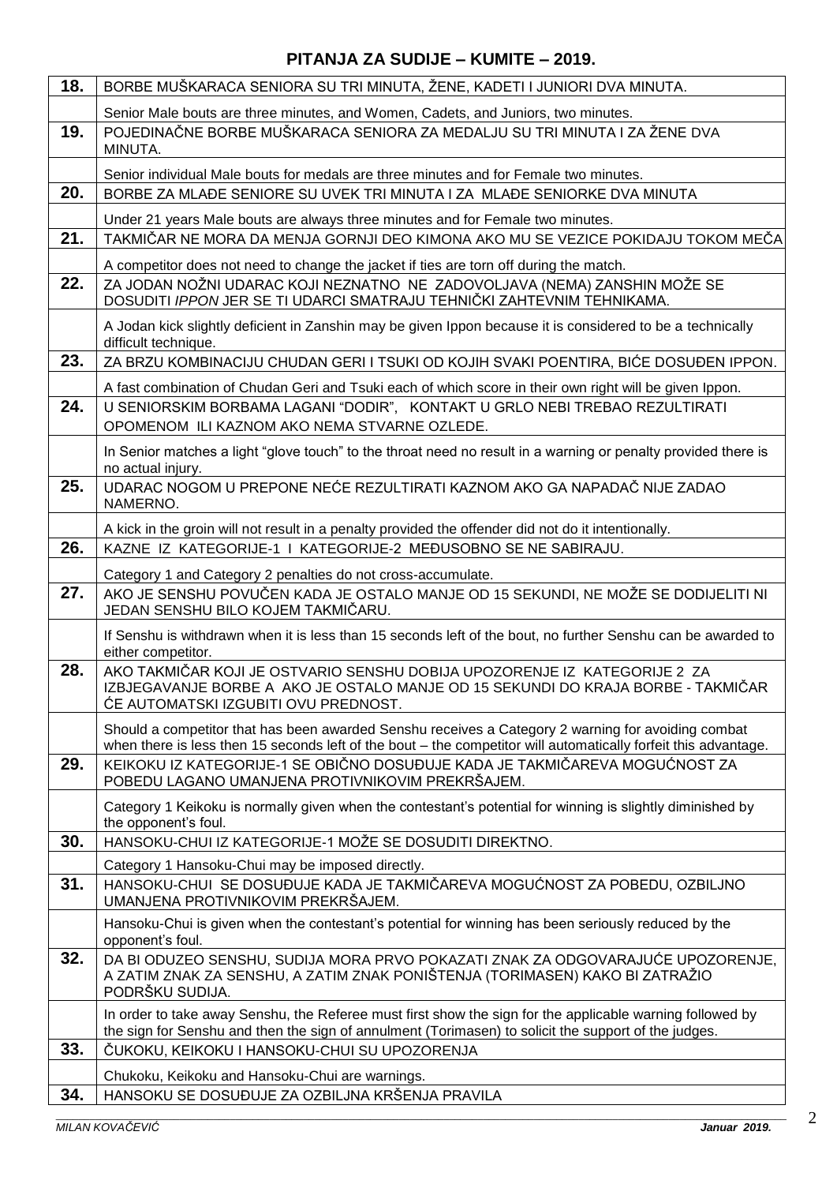## PITANJA ZA SUDIJE – KUMITE – 2019.

| | |
|---|---|
| **18.** | BORBE MUŠKARACA SENIORA SU TRI MINUTA, ŽENE, KADETI I JUNIORI DVA MINUTA. |
| | Senior Male bouts are three minutes, and Women, Cadets, and Juniors, two minutes. |
| **19.** | POJEDINAČNE BORBE MUŠKARACA SENIORA ZA MEDALJU SU TRI MINUTA I ZA ŽENE DVA MINUTA. |
| | Senior individual Male bouts for medals are three minutes and for Female two minutes. |
| **20.** | BORBE ZA MLAĐE SENIORE SU UVEK TRI MINUTA I ZA MLAĐE SENIORKE DVA MINUTA |
| | Under 21 years Male bouts are always three minutes and for Female two minutes. |
| **21.** | TAKMIČAR NE MORA DA MENJA GORNJI DEO KIMONA AKO MU SE VEZICE POKIDAJU TOKOM MEČA |
| | A competitor does not need to change the jacket if ties are torn off during the match. |
| **22.** | ZA JODAN NOŽNI UDARAC KOJI NEZNATNO NE ZADOVOLJAVA (NEMA) ZANSHIN MOŽE SE DOSUDITI *IPPON* JER SE TI UDARCI SMATRAJU TEHNIČKI ZAHTEVNIM TEHNIKAMA. |
| | A Jodan kick slightly deficient in Zanshin may be given Ippon because it is considered to be a technically difficult technique. |
| **23.** | ZA BRZU KOMBINACIJU CHUDAN GERI I TSUKI OD KOJIH SVAKI POENTIRA, BIĆE DOSUĐEN IPPON. |
| | A fast combination of Chudan Geri and Tsuki each of which score in their own right will be given Ippon. |
| **24.** | U SENIORSKIM BORBAMA LAGANI "DODIR", KONTAKT U GRLO NEBI TREBAO REZULTIRATI OPOMENOM ILI KAZNOM AKO NEMA STVARNE OZLEDE. |
| | In Senior matches a light "glove touch" to the throat need no result in a warning or penalty provided there is no actual injury. |
| **25.** | UDARAC NOGOM U PREPONE NEĆE REZULTIRATI KAZNOM AKO GA NAPADAČ NIJE ZADAO NAMERNO. |
| | A kick in the groin will not result in a penalty provided the offender did not do it intentionally. |
| **26.** | KAZNE IZ KATEGORIJE-1 I KATEGORIJE-2 MEĐUSOBNO SE NE SABIRAJU. |
| | Category 1 and Category 2 penalties do not cross-accumulate. |
| **27.** | AKO JE SENSHU POVUČEN KADA JE OSTALO MANJE OD 15 SEKUNDI, NE MOŽE SE DODIJELITI NI JEDAN SENSHU BILO KOJEM TAKMIČARU. |
| | If Senshu is withdrawn when it is less than 15 seconds left of the bout, no further Senshu can be awarded to either competitor. |
| **28.** | AKO TAKMIČAR KOJI JE OSTVARIO SENSHU DOBIJA UPOZORENJE IZ KATEGORIJE 2 ZA IZBJEGAVANJE BORBE A AKO JE OSTALO MANJE OD 15 SEKUNDI DO KRAJA BORBE - TAKMIČAR ĆE AUTOMATSKI IZGUBITI OVU PREDNOST. |
| | Should a competitor that has been awarded Senshu receives a Category 2 warning for avoiding combat when there is less then 15 seconds left of the bout – the competitor will automatically forfeit this advantage. |
| **29.** | KEIKOKU IZ KATEGORIJE-1 SE OBIČNO DOSUĐUJE KADA JE TAKMIČAREVA MOGUĆNOST ZA POBEDU LAGANO UMANJENA PROTIVNIKOVIM PREKRŠAJEM. |
| | Category 1 Keikoku is normally given when the contestant's potential for winning is slightly diminished by the opponent's foul. |
| **30.** | HANSOKU-CHUI IZ KATEGORIJE-1 MOŽE SE DOSUDITI DIREKTNO. |
| | Category 1 Hansoku-Chui may be imposed directly. |
| **31.** | HANSOKU-CHUI SE DOSUĐUJE KADA JE TAKMIČAREVA MOGUĆNOST ZA POBEDU, OZBILJNO UMANJENA PROTIVNIKOVIM PREKRŠAJEM. |
| | Hansoku-Chui is given when the contestant's potential for winning has been seriously reduced by the opponent's foul. |
| **32.** | DA BI ODUZEO SENSHU, SUDIJA MORA PRVO POKAZATI ZNAK ZA ODGOVARAJUĆE UPOZORENJE, A ZATIM ZNAK ZA SENSHU, A ZATIM ZNAK PONIŠTENJA (TORIMASEN) KAKO BI ZATRAŽIO PODRŠKU SUDIJA. |
| | In order to take away Senshu, the Referee must first show the sign for the applicable warning followed by the sign for Senshu and then the sign of annulment (Torimasen) to solicit the support of the judges. |
| **33.** | ČUKOKU, KEIKOKU I HANSOKU-CHUI SU UPOZORENJA |
| | Chukoku, Keikoku and Hansoku-Chui are warnings. |
| **34.** | HANSOKU SE DOSUĐUJE ZA OZBILJNA KRŠENJA PRAVILA |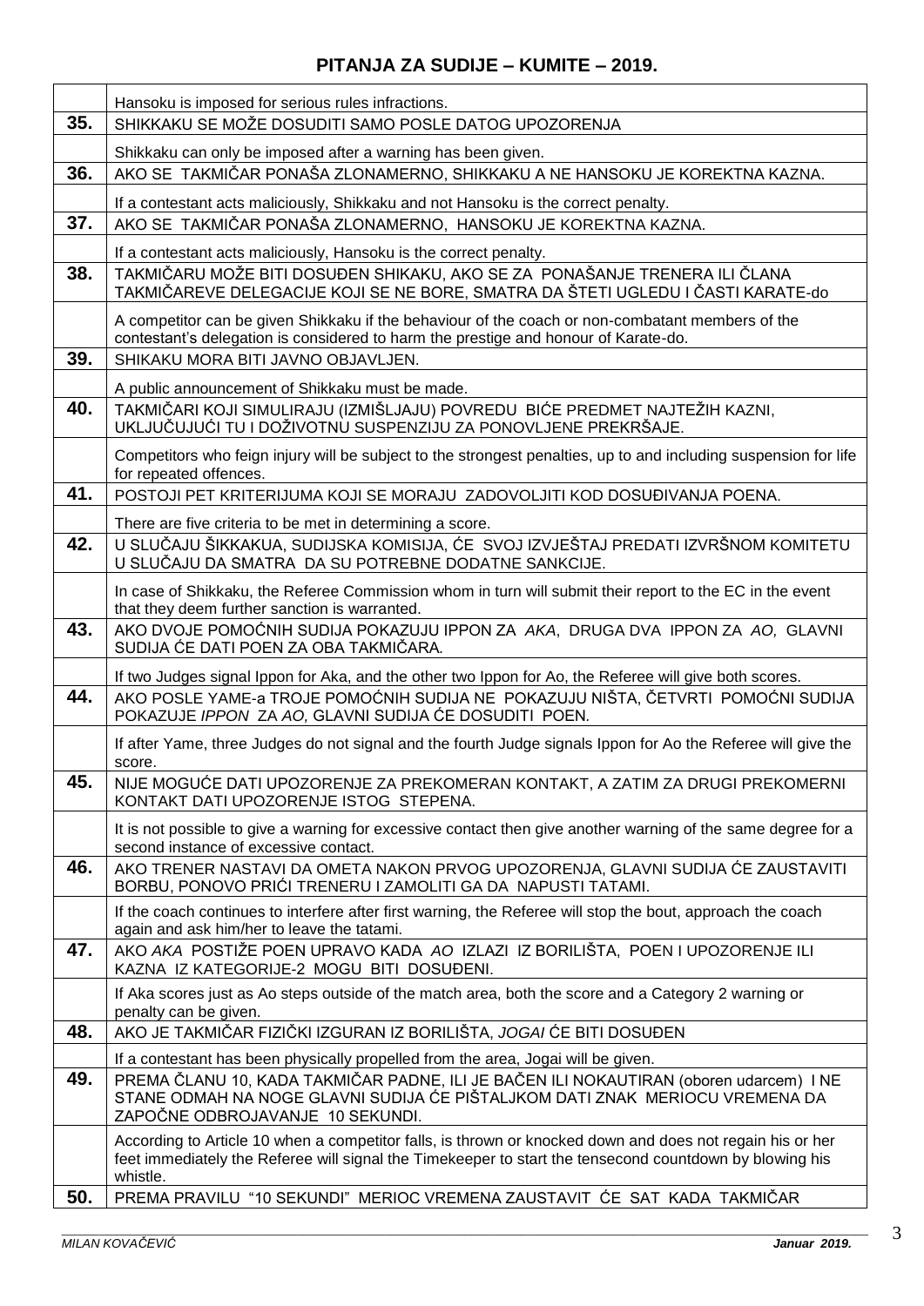## PITANJA ZA SUDIJE – KUMITE – 2019.

| | |
|---|---|
| | Hansoku is imposed for serious rules infractions. |
| **35.** | SHIKKAKU SE MOŽE DOSUDITI SAMO POSLE DATOG UPOZORENJA |
| | Shikkaku can only be imposed after a warning has been given. |
| **36.** | AKO SE TAKMIČAR PONAŠA ZLONAMERNO, SHIKKAKU A NE HANSOKU JE KOREKTNA KAZNA. |
| | If a contestant acts maliciously, Shikkaku and not Hansoku is the correct penalty. |
| **37.** | AKO SE TAKMIČAR PONAŠA ZLONAMERNO, HANSOKU JE KOREKTNA KAZNA. |
| | If a contestant acts maliciously, Hansoku is the correct penalty. |
| **38.** | TAKMIČARU MOŽE BITI DOSUĐEN SHIKAKU, AKO SE ZA PONAŠANJE TRENERA ILI ČLANA TAKMIČAREVE DELEGACIJE KOJI SE NE BORE, SMATRA DA ŠTETI UGLEDU I ČASTI KARATE-do |
| | A competitor can be given Shikkaku if the behaviour of the coach or non-combatant members of the contestant's delegation is considered to harm the prestige and honour of Karate-do. |
| **39.** | SHIKAKU MORA BITI JAVNO OBJAVLJEN. |
| | A public announcement of Shikkaku must be made. |
| **40.** | TAKMIČARI KOJI SIMULIRAJU (IZMIŠLJAJU) POVREDU BIĆE PREDMET NAJTEŽIH KAZNI, UKLJUČUJUĆI TU I DOŽIVOTNU SUSPENZIJU ZA PONOVLJENE PREKRŠAJE. |
| | Competitors who feign injury will be subject to the strongest penalties, up to and including suspension for life for repeated offences. |
| **41.** | POSTOJI PET KRITERIJUMA KOJI SE MORAJU ZADOVOLJITI KOD DOSUĐIVANJA POENA. |
| | There are five criteria to be met in determining a score. |
| **42.** | U SLUČAJU ŠIKKAKUA, SUDIJSKA KOMISIJA, ĆE SVOJ IZVJEŠTAJ PREDATI IZVRŠNOM KOMITETU U SLUČAJU DA SMATRA DA SU POTREBNE DODATNE SANKCIJE. |
| | In case of Shikkaku, the Referee Commission whom in turn will submit their report to the EC in the event that they deem further sanction is warranted. |
| **43.** | AKO DVOJE POMOĆNIH SUDIJA POKAZUJU IPPON ZA *AKA*, DRUGA DVA IPPON ZA *AO,* GLAVNI SUDIJA ĆE DATI POEN ZA OBA TAKMIČARA. |
| | If two Judges signal Ippon for Aka, and the other two Ippon for Ao, the Referee will give both scores. |
| **44.** | AKO POSLE YAME-a TROJE POMOĆNIH SUDIJA NE POKAZUJU NIŠTA, ČETVRTI POMOĆNI SUDIJA POKAZUJE *IPPON* ZA *AO,* GLAVNI SUDIJA ĆE DOSUDITI POEN. |
| | If after Yame, three Judges do not signal and the fourth Judge signals Ippon for Ao the Referee will give the score. |
| **45.** | NIJE MOGUĆE DATI UPOZORENJE ZA PREKOMERAN KONTAKT, A ZATIM ZA DRUGI PREKOMERNI KONTAKT DATI UPOZORENJE ISTOG STEPENA. |
| | It is not possible to give a warning for excessive contact then give another warning of the same degree for a second instance of excessive contact. |
| **46.** | AKO TRENER NASTAVI DA OMETA NAKON PRVOG UPOZORENJA, GLAVNI SUDIJA ĆE ZAUSTAVITI BORBU, PONOVO PRIĆI TRENERU I ZAMOLITI GA DA NAPUSTI TATAMI. |
| | If the coach continues to interfere after first warning, the Referee will stop the bout, approach the coach again and ask him/her to leave the tatami. |
| **47.** | AKO *AKA* POSTIŽE POEN UPRAVO KADA *AO* IZLAZI IZ BORILIŠTA, POEN I UPOZORENJE ILI KAZNA IZ KATEGORIJE-2 MOGU BITI DOSUĐENI. |
| | If Aka scores just as Ao steps outside of the match area, both the score and a Category 2 warning or penalty can be given. |
| **48.** | AKO JE TAKMIČAR FIZIČKI IZGURAN IZ BORILIŠTA, *JOGAI* ĆE BITI DOSUĐEN |
| | If a contestant has been physically propelled from the area, Jogai will be given. |
| **49.** | PREMA ČLANU 10, KADA TAKMIČAR PADNE, ILI JE BAČEN ILI NOKAUTIRAN (oboren udarcem) I NE STANE ODMAH NA NOGE GLAVNI SUDIJA ĆE PIŠTALJKOM DATI ZNAK MERIOCU VREMENA DA ZAPOČNE ODBROJAVANJE 10 SEKUNDI. |
| | According to Article 10 when a competitor falls, is thrown or knocked down and does not regain his or her feet immediately the Referee will signal the Timekeeper to start the tensecond countdown by blowing his whistle. |
| **50.** | PREMA PRAVILU "10 SEKUNDI" MERIOC VREMENA ZAUSTAVIT ĆE SAT KADA TAKMIČAR |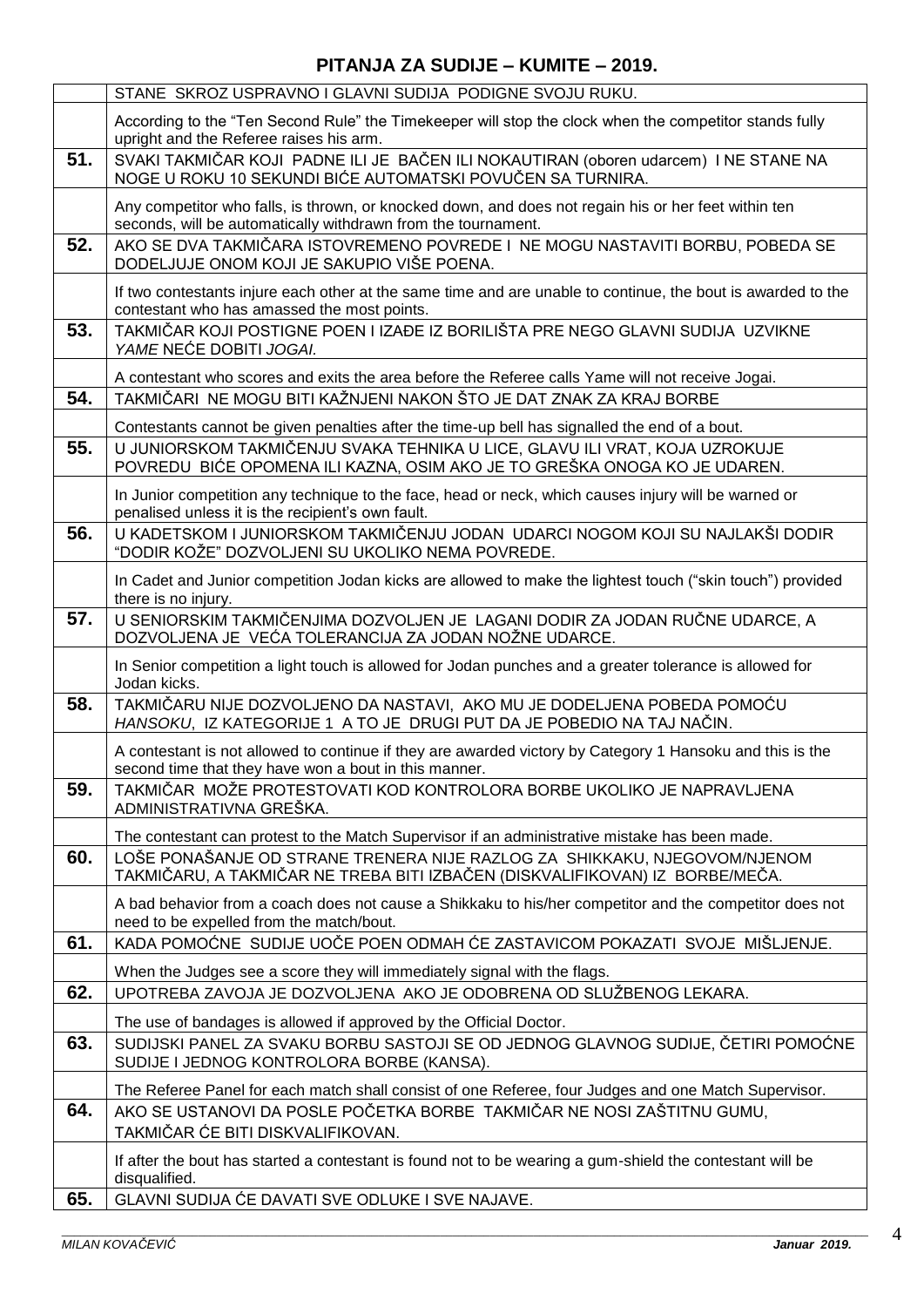## PITANJA ZA SUDIJE – KUMITE – 2019.

| | |
|---|---|
| | STANE SKROZ USPRAVNO I GLAVNI SUDIJA PODIGNE SVOJU RUKU. |
| | According to the "Ten Second Rule" the Timekeeper will stop the clock when the competitor stands fully upright and the Referee raises his arm. |
| **51.** | SVAKI TAKMIČAR KOJI PADNE ILI JE BAČEN ILI NOKAUTIRAN (oboren udarcem) I NE STANE NA NOGE U ROKU 10 SEKUNDI BIĆE AUTOMATSKI POVUČEN SA TURNIRA. |
| | Any competitor who falls, is thrown, or knocked down, and does not regain his or her feet within ten seconds, will be automatically withdrawn from the tournament. |
| **52.** | AKO SE DVA TAKMIČARA ISTOVREMENO POVREDE I NE MOGU NASTAVITI BORBU, POBEDA SE DODELJUJE ONOM KOJI JE SAKUPIO VIŠE POENA. |
| | If two contestants injure each other at the same time and are unable to continue, the bout is awarded to the contestant who has amassed the most points. |
| **53.** | TAKMIČAR KOJI POSTIGNE POEN I IZAĐE IZ BORILIŠTA PRE NEGO GLAVNI SUDIJA UZVIKNE *YAME* NEĆE DOBITI *JOGAI.* |
| | A contestant who scores and exits the area before the Referee calls Yame will not receive Jogai. |
| **54.** | TAKMIČARI NE MOGU BITI KAŽNJENI NAKON ŠTO JE DAT ZNAK ZA KRAJ BORBE |
| | Contestants cannot be given penalties after the time-up bell has signalled the end of a bout. |
| **55.** | U JUNIORSKOM TAKMIČENJU SVAKA TEHNIKA U LICE, GLAVU ILI VRAT, KOJA UZROKUJE POVREDU BIĆE OPOMENA ILI KAZNA, OSIM AKO JE TO GREŠKA ONOGA KO JE UDAREN. |
| | In Junior competition any technique to the face, head or neck, which causes injury will be warned or penalised unless it is the recipient's own fault. |
| **56.** | U KADETSKOM I JUNIORSKOM TAKMIČENJU JODAN UDARCI NOGOM KOJI SU NAJLAKŠI DODIR "DODIR KOŽE" DOZVOLJENI SU UKOLIKO NEMA POVREDE. |
| | In Cadet and Junior competition Jodan kicks are allowed to make the lightest touch ("skin touch") provided there is no injury. |
| **57.** | U SENIORSKIM TAKMIČENJIMA DOZVOLJEN JE LAGANI DODIR ZA JODAN RUČNE UDARCE, A DOZVOLJENA JE VEĆA TOLERANCIJA ZA JODAN NOŽNE UDARCE. |
| | In Senior competition a light touch is allowed for Jodan punches and a greater tolerance is allowed for Jodan kicks. |
| **58.** | TAKMIČARU NIJE DOZVOLJENO DA NASTAVI, AKO MU JE DODELJENA POBEDA POMOĆU *HANSOKU*, IZ KATEGORIJE 1 A TO JE DRUGI PUT DA JE POBEDIO NA TAJ NAČIN. |
| | A contestant is not allowed to continue if they are awarded victory by Category 1 Hansoku and this is the second time that they have won a bout in this manner. |
| **59.** | TAKMIČAR MOŽE PROTESTOVATI KOD KONTROLORA BORBE UKOLIKO JE NAPRAVLJENA ADMINISTRATIVNA GREŠKA. |
| | The contestant can protest to the Match Supervisor if an administrative mistake has been made. |
| **60.** | LOŠE PONAŠANJE OD STRANE TRENERA NIJE RAZLOG ZA SHIKKAKU, NJEGOVOM/NJENOM TAKMIČARU, A TAKMIČAR NE TREBA BITI IZBAČEN (DISKVALIFIKOVAN) IZ BORBE/MEČA. |
| | A bad behavior from a coach does not cause a Shikkaku to his/her competitor and the competitor does not need to be expelled from the match/bout. |
| **61.** | KADA POMOĆNE SUDIJE UOČE POEN ODMAH ĆE ZASTAVICOM POKAZATI SVOJE MIŠLJENJE. |
| | When the Judges see a score they will immediately signal with the flags. |
| **62.** | UPOTREBA ZAVOJA JE DOZVOLJENA AKO JE ODOBRENA OD SLUŽBENOG LEKARA. |
| | The use of bandages is allowed if approved by the Official Doctor. |
| **63.** | SUDIJSKI PANEL ZA SVAKU BORBU SASTOJI SE OD JEDNOG GLAVNOG SUDIJE, ČETIRI POMOĆNE SUDIJE I JEDNOG KONTROLORA BORBE (KANSA). |
| | The Referee Panel for each match shall consist of one Referee, four Judges and one Match Supervisor. |
| **64.** | AKO SE USTANOVI DA POSLE POČETKA BORBE TAKMIČAR NE NOSI ZAŠTITNU GUMU, TAKMIČAR ĆE BITI DISKVALIFIKOVAN. |
| | If after the bout has started a contestant is found not to be wearing a gum-shield the contestant will be disqualified. |
| **65.** | GLAVNI SUDIJA ĆE DAVATI SVE ODLUKE I SVE NAJAVE. |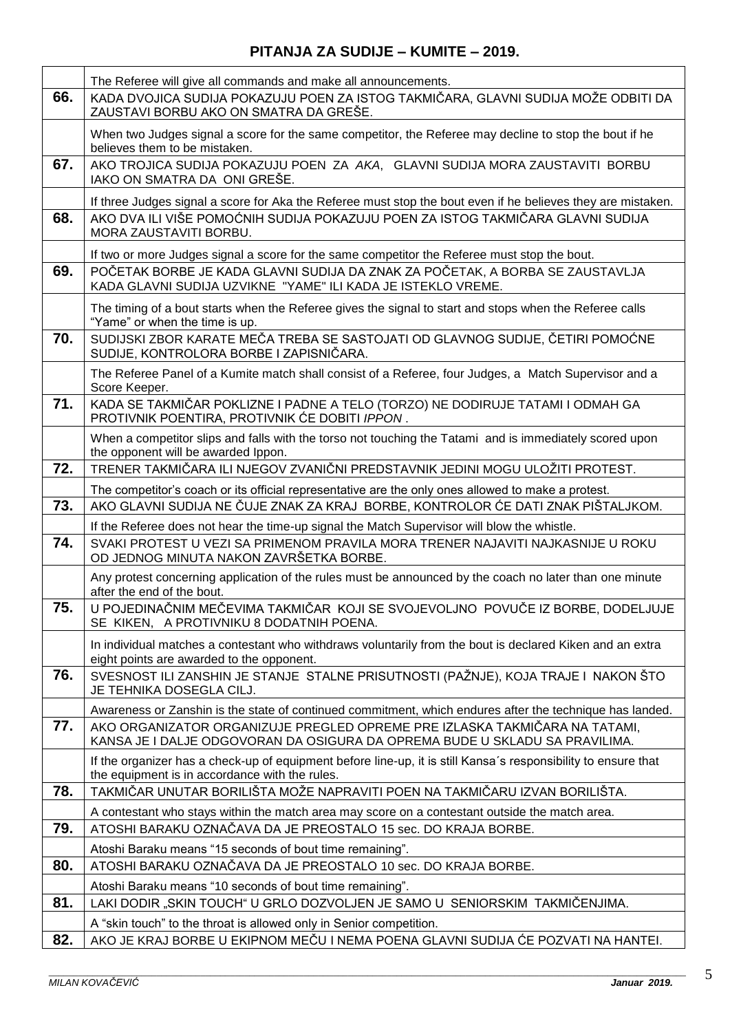## PITANJA ZA SUDIJE – KUMITE – 2019.

| | |
|---|---|
| | The Referee will give all commands and make all announcements. |
| **66.** | KADA DVOJICA SUDIJA POKAZUJU POEN ZA ISTOG TAKMIČARA, GLAVNI SUDIJA MOŽE ODBITI DA ZAUSTAVI BORBU AKO ON SMATRA DA GREŠE. |
| | When two Judges signal a score for the same competitor, the Referee may decline to stop the bout if he believes them to be mistaken. |
| **67.** | AKO TROJICA SUDIJA POKAZUJU POEN ZA *AKA*, GLAVNI SUDIJA MORA ZAUSTAVITI BORBU IAKO ON SMATRA DA ONI GREŠE. |
| | If three Judges signal a score for Aka the Referee must stop the bout even if he believes they are mistaken. |
| **68.** | AKO DVA ILI VIŠE POMOĆNIH SUDIJA POKAZUJU POEN ZA ISTOG TAKMIČARA GLAVNI SUDIJA MORA ZAUSTAVITI BORBU. |
| | If two or more Judges signal a score for the same competitor the Referee must stop the bout. |
| **69.** | POČETAK BORBE JE KADA GLAVNI SUDIJA DA ZNAK ZA POČETAK, A BORBA SE ZAUSTAVLJA KADA GLAVNI SUDIJA UZVIKNE "YAME" ILI KADA JE ISTEKLO VREME. |
| | The timing of a bout starts when the Referee gives the signal to start and stops when the Referee calls "Yame" or when the time is up. |
| **70.** | SUDIJSKI ZBOR KARATE MEČA TREBA SE SASTOJATI OD GLAVNOG SUDIJE, ČETIRI POMOĆNE SUDIJE, KONTROLORA BORBE I ZAPISNIČARA. |
| | The Referee Panel of a Kumite match shall consist of a Referee, four Judges, a Match Supervisor and a Score Keeper. |
| **71.** | KADA SE TAKMIČAR POKLIZNE I PADNE A TELO (TORZO) NE DODIRUJE TATAMI I ODMAH GA PROTIVNIK POENTIRA, PROTIVNIK ĆE DOBITI *IPPON* . |
| | When a competitor slips and falls with the torso not touching the Tatami and is immediately scored upon the opponent will be awarded Ippon. |
| **72.** | TRENER TAKMIČARA ILI NJEGOV ZVANIČNI PREDSTAVNIK JEDINI MOGU ULOŽITI PROTEST. |
| | The competitor's coach or its official representative are the only ones allowed to make a protest. |
| **73.** | AKO GLAVNI SUDIJA NE ČUJE ZNAK ZA KRAJ BORBE, KONTROLOR ĆE DATI ZNAK PIŠTALJKOM. |
| | If the Referee does not hear the time-up signal the Match Supervisor will blow the whistle. |
| **74.** | SVAKI PROTEST U VEZI SA PRIMENOM PRAVILA MORA TRENER NAJAVITI NAJKASNIJE U ROKU OD JEDNOG MINUTA NAKON ZAVRŠETKA BORBE. |
| | Any protest concerning application of the rules must be announced by the coach no later than one minute after the end of the bout. |
| **75.** | U POJEDINAČNIM MEČEVIMA TAKMIČAR KOJI SE SVOJEVOLJNO POVUČE IZ BORBE, DODELJUJE SE KIKEN, A PROTIVNIKU 8 DODATNIH POENA. |
| | In individual matches a contestant who withdraws voluntarily from the bout is declared Kiken and an extra eight points are awarded to the opponent. |
| **76.** | SVESNOST ILI ZANSHIN JE STANJE STALNE PRISUTNOSTI (PAŽNJE), KOJA TRAJE I NAKON ŠTO JE TEHNIKA DOSEGLA CILJ. |
| | Awareness or Zanshin is the state of continued commitment, which endures after the technique has landed. |
| **77.** | AKO ORGANIZATOR ORGANIZUJE PREGLED OPREME PRE IZLASKA TAKMIČARA NA TATAMI, KANSA JE I DALJE ODGOVORAN DA OSIGURA DA OPREMA BUDE U SKLADU SA PRAVILIMA. |
| | If the organizer has a check-up of equipment before line-up, it is still Kansa´s responsibility to ensure that the equipment is in accordance with the rules. |
| **78.** | TAKMIČAR UNUTAR BORILIŠTA MOŽE NAPRAVITI POEN NA TAKMIČARU IZVAN BORILIŠTA. |
| | A contestant who stays within the match area may score on a contestant outside the match area. |
| **79.** | ATOSHI BARAKU OZNAČAVA DA JE PREOSTALO 15 sec. DO KRAJA BORBE. |
| | Atoshi Baraku means "15 seconds of bout time remaining". |
| **80.** | ATOSHI BARAKU OZNAČAVA DA JE PREOSTALO 10 sec. DO KRAJA BORBE. |
| | Atoshi Baraku means "10 seconds of bout time remaining". |
| **81.** | LAKI DODIR „SKIN TOUCH" U GRLO DOZVOLJEN JE SAMO U SENIORSKIM TAKMIČENJIMA. |
| | A "skin touch" to the throat is allowed only in Senior competition. |
| **82.** | AKO JE KRAJ BORBE U EKIPNOM MEČU I NEMA POENA GLAVNI SUDIJA ĆE POZVATI NA HANTEI. |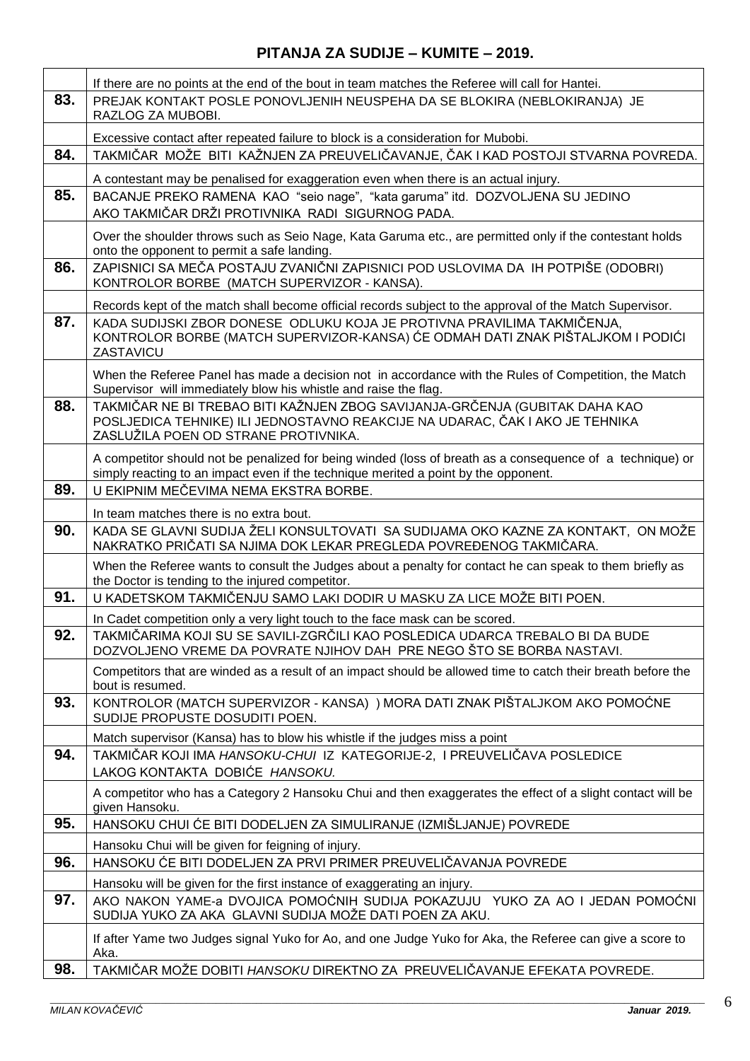## PITANJA ZA SUDIJE – KUMITE – 2019.

| | |
|---|---|
| | If there are no points at the end of the bout in team matches the Referee will call for Hantei. |
| **83.** | PREJAK KONTAKT POSLE PONOVLJENIH NEUSPEHA DA SE BLOKIRA (NEBLOKIRANJA) JE RAZLOG ZA MUBOBI. |
| | Excessive contact after repeated failure to block is a consideration for Mubobi. |
| **84.** | TAKMIČAR MOŽE BITI KAŽNJEN ZA PREUVELIČAVANJE, ČAK I KAD POSTOJI STVARNA POVREDA. |
| | A contestant may be penalised for exaggeration even when there is an actual injury. |
| **85.** | BACANJE PREKO RAMENA KAO "seio nage", "kata garuma" itd. DOZVOLJENA SU JEDINO AKO TAKMIČAR DRŽI PROTIVNIKA RADI SIGURNOG PADA. |
| | Over the shoulder throws such as Seio Nage, Kata Garuma etc., are permitted only if the contestant holds onto the opponent to permit a safe landing. |
| **86.** | ZAPISNICI SA MEČA POSTAJU ZVANIČNI ZAPISNICI POD USLOVIMA DA IH POTPIŠE (ODOBRI) KONTROLOR BORBE (MATCH SUPERVIZOR - KANSA). |
| | Records kept of the match shall become official records subject to the approval of the Match Supervisor. |
| **87.** | KADA SUDIJSKI ZBOR DONESE ODLUKU KOJA JE PROTIVNA PRAVILIMA TAKMIČENJA, KONTROLOR BORBE (MATCH SUPERVIZOR-KANSA) ĆE ODMAH DATI ZNAK PIŠTALJKOM I PODIĆI ZASTAVICU |
| | When the Referee Panel has made a decision not in accordance with the Rules of Competition, the Match Supervisor will immediately blow his whistle and raise the flag. |
| **88.** | TAKMIČAR NE BI TREBAO BITI KAŽNJEN ZBOG SAVIJANJA-GRČENJA (GUBITAK DAHA KAO POSLJEDICA TEHNIKE) ILI JEDNOSTAVNO REAKCIJE NA UDARAC, ČAK I AKO JE TEHNIKA ZASLUŽILA POEN OD STRANE PROTIVNIKA. |
| | A competitor should not be penalized for being winded (loss of breath as a consequence of a technique) or simply reacting to an impact even if the technique merited a point by the opponent. |
| **89.** | U EKIPNIM MEČEVIMA NEMA EKSTRA BORBE. |
| | In team matches there is no extra bout. |
| **90.** | KADA SE GLAVNI SUDIJA ŽELI KONSULTOVATI SA SUDIJAMA OKO KAZNE ZA KONTAKT, ON MOŽE NAKRATKO PRIČATI SA NJIMA DOK LEKAR PREGLEDA POVREĐENOG TAKMIČARA. |
| | When the Referee wants to consult the Judges about a penalty for contact he can speak to them briefly as the Doctor is tending to the injured competitor. |
| **91.** | U KADETSKOM TAKMIČENJU SAMO LAKI DODIR U MASKU ZA LICE MOŽE BITI POEN. |
| | In Cadet competition only a very light touch to the face mask can be scored. |
| **92.** | TAKMIČARIMA KOJI SU SE SAVILI-ZGRČILI KAO POSLEDICA UDARCA TREBALO BI DA BUDE DOZVOLJENO VREME DA POVRATE NJIHOV DAH PRE NEGO ŠTO SE BORBA NASTAVI. |
| | Competitors that are winded as a result of an impact should be allowed time to catch their breath before the bout is resumed. |
| **93.** | KONTROLOR (MATCH SUPERVIZOR - KANSA) ) MORA DATI ZNAK PIŠTALJKOM AKO POMOĆNE SUDIJE PROPUSTE DOSUDITI POEN. |
| | Match supervisor (Kansa) has to blow his whistle if the judges miss a point |
| **94.** | TAKMIČAR KOJI IMA *HANSOKU-CHUI* IZ KATEGORIJE-2, I PREUVELIČAVA POSLEDICE LAKOG KONTAKTA DOBIĆE *HANSOKU.* |
| | A competitor who has a Category 2 Hansoku Chui and then exaggerates the effect of a slight contact will be given Hansoku. |
| **95.** | HANSOKU CHUI ĆE BITI DODELJEN ZA SIMULIRANJE (IZMIŠLJANJE) POVREDE |
| | Hansoku Chui will be given for feigning of injury. |
| **96.** | HANSOKU ĆE BITI DODELJEN ZA PRVI PRIMER PREUVELIČAVANJA POVREDE |
| | Hansoku will be given for the first instance of exaggerating an injury. |
| **97.** | AKO NAKON YAME-a DVOJICA POMOĆNIH SUDIJA POKAZUJU YUKO ZA AO I JEDAN POMOĆNI SUDIJA YUKO ZA AKA GLAVNI SUDIJA MOŽE DATI POEN ZA AKU. |
| | If after Yame two Judges signal Yuko for Ao, and one Judge Yuko for Aka, the Referee can give a score to Aka. |
| **98.** | TAKMIČAR MOŽE DOBITI *HANSOKU* DIREKTNO ZA PREUVELIČAVANJE EFEKATA POVREDE. |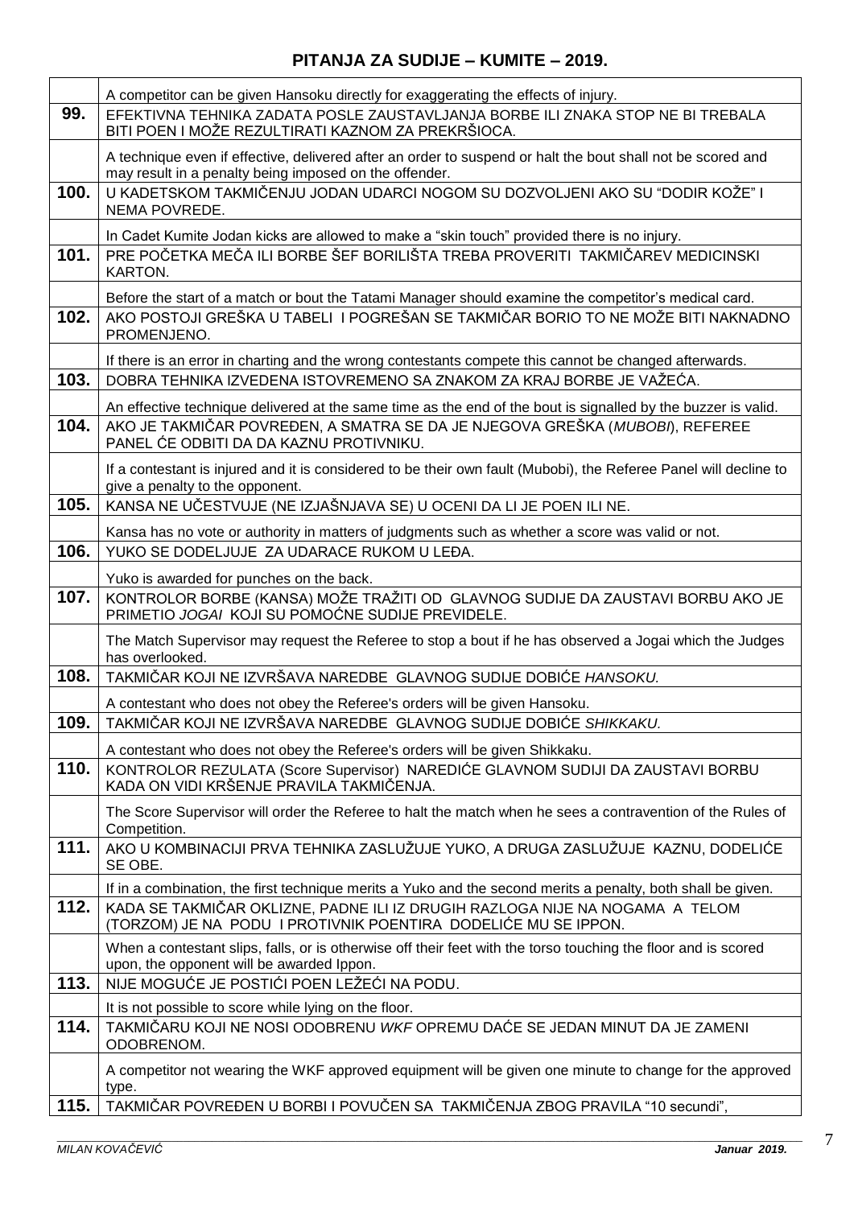## PITANJA ZA SUDIJE – KUMITE – 2019.

| | |
|---|---|
| | A competitor can be given Hansoku directly for exaggerating the effects of injury. |
| **99.** | EFEKTIVNA TEHNIKA ZADATA POSLE ZAUSTAVLJANJA BORBE ILI ZNAKA STOP NE BI TREBALA BITI POEN I MOŽE REZULTIRATI KAZNOM ZA PREKRŠIOCA. |
| | A technique even if effective, delivered after an order to suspend or halt the bout shall not be scored and may result in a penalty being imposed on the offender. |
| **100.** | U KADETSKOM TAKMIČENJU JODAN UDARCI NOGOM SU DOZVOLJENI AKO SU "DODIR KOŽE" I NEMA POVREDE. |
| | In Cadet Kumite Jodan kicks are allowed to make a "skin touch" provided there is no injury. |
| **101.** | PRE POČETKA MEČA ILI BORBE ŠEF BORILIŠTA TREBA PROVERITI TAKMIČAREV MEDICINSKI KARTON. |
| | Before the start of a match or bout the Tatami Manager should examine the competitor's medical card. |
| **102.** | AKO POSTOJI GREŠKA U TABELI I POGREŠAN SE TAKMIČAR BORIO TO NE MOŽE BITI NAKNADNO PROMENJENO. |
| | If there is an error in charting and the wrong contestants compete this cannot be changed afterwards. |
| **103.** | DOBRA TEHNIKA IZVEDENA ISTOVREMENO SA ZNAKOM ZA KRAJ BORBE JE VAŽEĆA. |
| | An effective technique delivered at the same time as the end of the bout is signalled by the buzzer is valid. |
| **104.** | AKO JE TAKMIČAR POVREĐEN, A SMATRA SE DA JE NJEGOVA GREŠKA (*MUBOBI*), REFEREE PANEL ĆE ODBITI DA DA KAZNU PROTIVNIKU. |
| | If a contestant is injured and it is considered to be their own fault (Mubobi), the Referee Panel will decline to give a penalty to the opponent. |
| **105.** | KANSA NE UČESTVUJE (NE IZJAŠNJAVA SE) U OCENI DA LI JE POEN ILI NE. |
| | Kansa has no vote or authority in matters of judgments such as whether a score was valid or not. |
| **106.** | YUKO SE DODELJUJE ZA UDARACE RUKOM U LEĐA. |
| | Yuko is awarded for punches on the back. |
| **107.** | KONTROLOR BORBE (KANSA) MOŽE TRAŽITI OD GLAVNOG SUDIJE DA ZAUSTAVI BORBU AKO JE PRIMETIO *JOGAI* KOJI SU POMOĆNE SUDIJE PREVIDELE. |
| | The Match Supervisor may request the Referee to stop a bout if he has observed a Jogai which the Judges has overlooked. |
| **108.** | TAKMIČAR KOJI NE IZVRŠAVA NAREDBE GLAVNOG SUDIJE DOBIĆE *HANSOKU.* |
| | A contestant who does not obey the Referee's orders will be given Hansoku. |
| **109.** | TAKMIČAR KOJI NE IZVRŠAVA NAREDBE GLAVNOG SUDIJE DOBIĆE *SHIKKAKU.* |
| | A contestant who does not obey the Referee's orders will be given Shikkaku. |
| **110.** | KONTROLOR REZULATA (Score Supervisor) NAREDIĆE GLAVNOM SUDIJI DA ZAUSTAVI BORBU KADA ON VIDI KRŠENJE PRAVILA TAKMIČENJA. |
| | The Score Supervisor will order the Referee to halt the match when he sees a contravention of the Rules of Competition. |
| **111.** | AKO U KOMBINACIJI PRVA TEHNIKA ZASLUŽUJE YUKO, A DRUGA ZASLUŽUJE KAZNU, DODELIĆE SE OBE. |
| | If in a combination, the first technique merits a Yuko and the second merits a penalty, both shall be given. |
| **112.** | KADA SE TAKMIČAR OKLIZNE, PADNE ILI IZ DRUGIH RAZLOGA NIJE NA NOGAMA A TELOM (TORZOM) JE NA PODU I PROTIVNIK POENTIRA DODELIĆE MU SE IPPON. |
| | When a contestant slips, falls, or is otherwise off their feet with the torso touching the floor and is scored upon, the opponent will be awarded Ippon. |
| **113.** | NIJE MOGUĆE JE POSTIĆI POEN LEŽEĆI NA PODU. |
| | It is not possible to score while lying on the floor. |
| **114.** | TAKMIČARU KOJI NE NOSI ODOBRENU *WKF* OPREMU DAĆE SE JEDAN MINUT DA JE ZAMENI ODOBRENOM. |
| | A competitor not wearing the WKF approved equipment will be given one minute to change for the approved type. |
| **115.** | TAKMIČAR POVREĐEN U BORBI I POVUČEN SA TAKMIČENJA ZBOG PRAVILA "10 secundi", |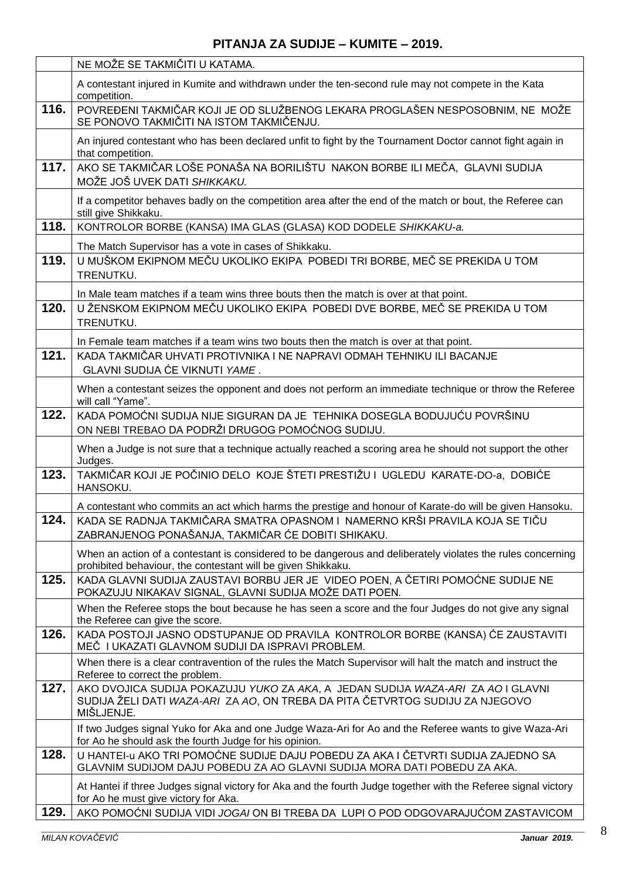## PITANJA ZA SUDIJE – KUMITE – 2019.

| | |
|---|---|
| | NE MOŽE SE TAKMIČITI U KATAMA. |
| | A contestant injured in Kumite and withdrawn under the ten-second rule may not compete in the Kata competition. |
| **116.** | POVREĐENI TAKMIČAR KOJI JE OD SLUŽBENOG LEKARA PROGLAŠEN NESPOSOBNIM, NE MOŽE SE PONOVO TAKMIČITI NA ISTOM TAKMIČENJU. |
| | An injured contestant who has been declared unfit to fight by the Tournament Doctor cannot fight again in that competition. |
| **117.** | AKO SE TAKMIČAR LOŠE PONAŠA NA BORILIŠTU NAKON BORBE ILI MEČA, GLAVNI SUDIJA MOŽE JOŠ UVEK DATI *SHIKKAKU.* |
| | If a competitor behaves badly on the competition area after the end of the match or bout, the Referee can still give Shikkaku. |
| **118.** | KONTROLOR BORBE (KANSA) IMA GLAS (GLASA) KOD DODELE *SHIKKAKU-a.* |
| | The Match Supervisor has a vote in cases of Shikkaku. |
| **119.** | U MUŠKOM EKIPNOM MEČU UKOLIKO EKIPA POBEDI TRI BORBE, MEČ SE PREKIDA U TOM TRENUTKU. |
| | In Male team matches if a team wins three bouts then the match is over at that point. |
| **120.** | U ŽENSKOM EKIPNOM MEČU UKOLIKO EKIPA POBEDI DVE BORBE, MEČ SE PREKIDA U TOM TRENUTKU. |
| | In Female team matches if a team wins two bouts then the match is over at that point. |
| **121.** | KADA TAKMIČAR UHVATI PROTIVNIKA I NE NAPRAVI ODMAH TEHNIKU ILI BACANJE GLAVNI SUDIJA ĆE VIKNUTI *YAME* . |
| | When a contestant seizes the opponent and does not perform an immediate technique or throw the Referee will call "Yame". |
| **122.** | KADA POMOĆNI SUDIJA NIJE SIGURAN DA JE TEHNIKA DOSEGLA BODUJUĆU POVRŠINU ON NEBI TREBAO DA PODRŽI DRUGOG POMOĆNOG SUDIJU. |
| | When a Judge is not sure that a technique actually reached a scoring area he should not support the other Judges. |
| **123.** | TAKMIČAR KOJI JE POČINIO DELO KOJE ŠTETI PRESTIŽU I UGLEDU KARATE-DO-a, DOBIĆE HANSOKU. |
| | A contestant who commits an act which harms the prestige and honour of Karate-do will be given Hansoku. |
| **124.** | KADA SE RADNJA TAKMIČARA SMATRA OPASNOM I NAMERNO KRŠI PRAVILA KOJA SE TIČU ZABRANJENOG PONAŠANJA, TAKMIČAR ĆE DOBITI SHIKAKU. |
| | When an action of a contestant is considered to be dangerous and deliberately violates the rules concerning prohibited behaviour, the contestant will be given Shikkaku. |
| **125.** | KADA GLAVNI SUDIJA ZAUSTAVI BORBU JER JE VIDEO POEN, A ČETIRI POMOĆNE SUDIJE NE POKAZUJU NIKAKAV SIGNAL, GLAVNI SUDIJA MOŽE DATI POEN. |
| | When the Referee stops the bout because he has seen a score and the four Judges do not give any signal the Referee can give the score. |
| **126.** | KADA POSTOJI JASNO ODSTUPANJE OD PRAVILA KONTROLOR BORBE (KANSA) ĆE ZAUSTAVITI MEČ I UKAZATI GLAVNOM SUDIJI DA ISPRAVI PROBLEM. |
| | When there is a clear contravention of the rules the Match Supervisor will halt the match and instruct the Referee to correct the problem. |
| **127.** | AKO DVOJICA SUDIJA POKAZUJU *YUKO* ZA *AKA*, A JEDAN SUDIJA *WAZA-ARI* ZA *AO* I GLAVNI SUDIJA ŽELI DATI *WAZA-ARI* ZA *AO*, ON TREBA DA PITA ČETVRTOG SUDIJU ZA NJEGOVO MIŠLJENJE. |
| | If two Judges signal Yuko for Aka and one Judge Waza-Ari for Ao and the Referee wants to give Waza-Ari for Ao he should ask the fourth Judge for his opinion. |
| **128.** | U HANTEI-u AKO TRI POMOĆNE SUDIJE DAJU POBEDU ZA AKA I ČETVRTI SUDIJA ZAJEDNO SA GLAVNIM SUDIJOM DAJU POBEDU ZA AO GLAVNI SUDIJA MORA DATI POBEDU ZA AKA. |
| | At Hantei if three Judges signal victory for Aka and the fourth Judge together with the Referee signal victory for Ao he must give victory for Aka. |
| **129.** | AKO POMOĆNI SUDIJA VIDI *JOGAI* ON BI TREBA DA LUPI O POD ODGOVARAJUĆOM ZASTAVICOM |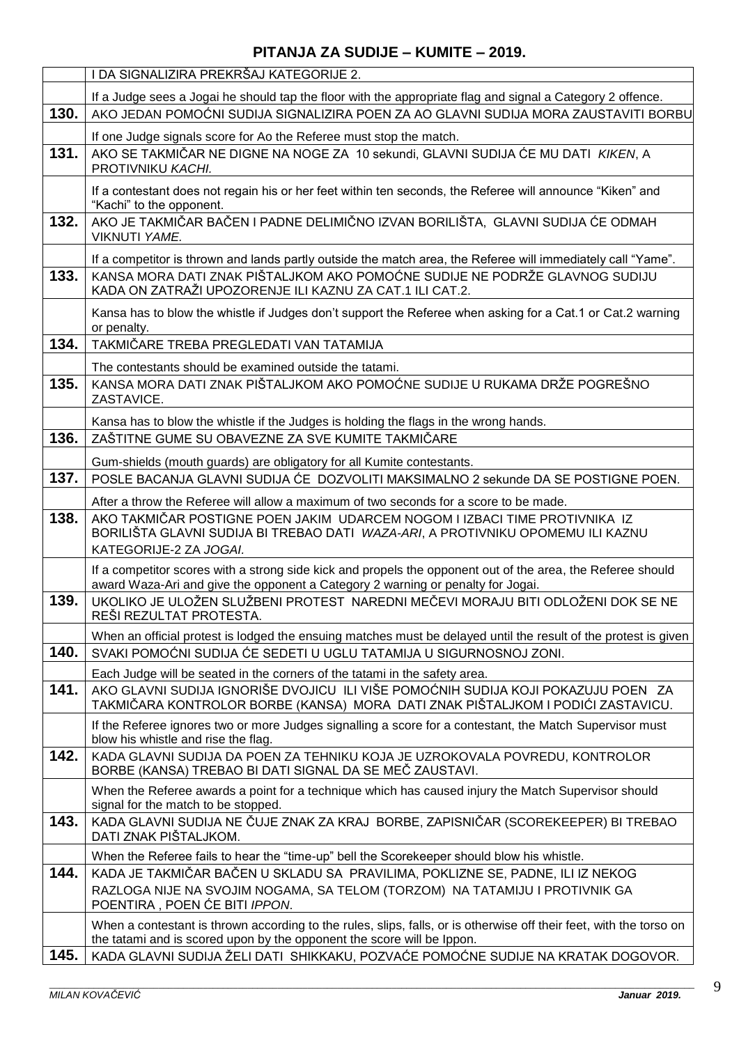## PITANJA ZA SUDIJE – KUMITE – 2019.

| | |
|---|---|
| | I DA SIGNALIZIRA PREKRŠAJ KATEGORIJE 2. |
| | If a Judge sees a Jogai he should tap the floor with the appropriate flag and signal a Category 2 offence. |
| **130.** | AKO JEDAN POMOĆNI SUDIJA SIGNALIZIRA POEN ZA AO GLAVNI SUDIJA MORA ZAUSTAVITI BORBU |
| | If one Judge signals score for Ao the Referee must stop the match. |
| **131.** | AKO SE TAKMIČAR NE DIGNE NA NOGE ZA 10 sekundi, GLAVNI SUDIJA ĆE MU DATI *KIKEN*, A PROTIVNIKU *KACHI.* |
| | If a contestant does not regain his or her feet within ten seconds, the Referee will announce "Kiken" and "Kachi" to the opponent. |
| **132.** | AKO JE TAKMIČAR BAČEN I PADNE DELIMIČNO IZVAN BORILIŠTA, GLAVNI SUDIJA ĆE ODMAH VIKNUTI *YAME.* |
| | If a competitor is thrown and lands partly outside the match area, the Referee will immediately call "Yame". |
| **133.** | KANSA MORA DATI ZNAK PIŠTALJKOM AKO POMOĆNE SUDIJE NE PODRŽE GLAVNOG SUDIJU KADA ON ZATRAŽI UPOZORENJE ILI KAZNU ZA CAT.1 ILI CAT.2. |
| | Kansa has to blow the whistle if Judges don't support the Referee when asking for a Cat.1 or Cat.2 warning or penalty. |
| **134.** | TAKMIČARE TREBA PREGLEDATI VAN TATAMIJA |
| | The contestants should be examined outside the tatami. |
| **135.** | KANSA MORA DATI ZNAK PIŠTALJKOM AKO POMOĆNE SUDIJE U RUKAMA DRŽE POGREŠNO ZASTAVICE. |
| | Kansa has to blow the whistle if the Judges is holding the flags in the wrong hands. |
| **136.** | ZAŠTITNE GUME SU OBAVEZNE ZA SVE KUMITE TAKMIČARE |
| | Gum-shields (mouth guards) are obligatory for all Kumite contestants. |
| **137.** | POSLE BACANJA GLAVNI SUDIJA ĆE DOZVOLITI MAKSIMALNO 2 sekunde DA SE POSTIGNE POEN. |
| | After a throw the Referee will allow a maximum of two seconds for a score to be made. |
| **138.** | AKO TAKMIČAR POSTIGNE POEN JAKIM UDARCEM NOGOM I IZBACI TIME PROTIVNIKA IZ BORILIŠTA GLAVNI SUDIJA BI TREBAO DATI *WAZA-ARI*, A PROTIVNIKU OPOMEMU ILI KAZNU KATEGORIJE-2 ZA *JOGAI.* |
| | If a competitor scores with a strong side kick and propels the opponent out of the area, the Referee should award Waza-Ari and give the opponent a Category 2 warning or penalty for Jogai. |
| **139.** | UKOLIKO JE ULOŽEN SLUŽBENI PROTEST NAREDNI MEČEVI MORAJU BITI ODLOŽENI DOK SE NE REŠI REZULTAT PROTESTA. |
| | When an official protest is lodged the ensuing matches must be delayed until the result of the protest is given |
| **140.** | SVAKI POMOĆNI SUDIJA ĆE SEDETI U UGLU TATAMIJA U SIGURNOSNOJ ZONI. |
| | Each Judge will be seated in the corners of the tatami in the safety area. |
| **141.** | AKO GLAVNI SUDIJA IGNORIŠE DVOJICU ILI VIŠE POMOĆNIH SUDIJA KOJI POKAZUJU POEN ZA TAKMIČARA KONTROLOR BORBE (KANSA) MORA DATI ZNAK PIŠTALJKOM I PODIĆI ZASTAVICU. |
| | If the Referee ignores two or more Judges signalling a score for a contestant, the Match Supervisor must blow his whistle and rise the flag. |
| **142.** | KADA GLAVNI SUDIJA DA POEN ZA TEHNIKU KOJA JE UZROKOVALA POVREDU, KONTROLOR BORBE (KANSA) TREBAO BI DATI SIGNAL DA SE MEČ ZAUSTAVI. |
| | When the Referee awards a point for a technique which has caused injury the Match Supervisor should signal for the match to be stopped. |
| **143.** | KADA GLAVNI SUDIJA NE ČUJE ZNAK ZA KRAJ BORBE, ZAPISNIČAR (SCOREKEEPER) BI TREBAO DATI ZNAK PIŠTALJKOM. |
| | When the Referee fails to hear the "time-up" bell the Scorekeeper should blow his whistle. |
| **144.** | KADA JE TAKMIČAR BAČEN U SKLADU SA PRAVILIMA, POKLIZNE SE, PADNE, ILI IZ NEKOG RAZLOGA NIJE NA SVOJIM NOGAMA, SA TELOM (TORZOM) NA TATAMIJU I PROTIVNIK GA POENTIRA , POEN ĆE BITI *IPPON*. |
| | When a contestant is thrown according to the rules, slips, falls, or is otherwise off their feet, with the torso on the tatami and is scored upon by the opponent the score will be Ippon. |
| **145.** | KADA GLAVNI SUDIJA ŽELI DATI SHIKKAKU, POZVAĆE POMOĆNE SUDIJE NA KRATAK DOGOVOR. |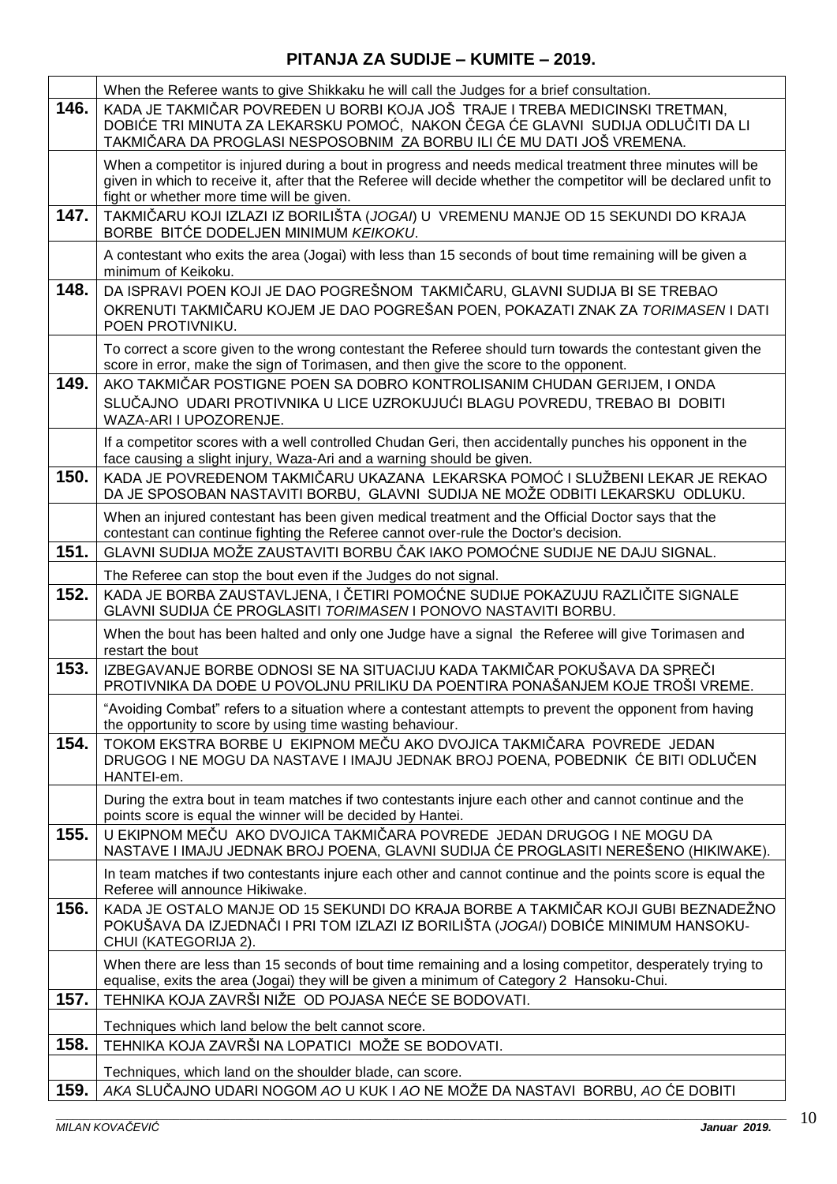## PITANJA ZA SUDIJE – KUMITE – 2019.

| | |
|---|---|
| | When the Referee wants to give Shikkaku he will call the Judges for a brief consultation. |
| **146.** | KADA JE TAKMIČAR POVREĐEN U BORBI KOJA JOŠ TRAJE I TREBA MEDICINSKI TRETMAN, DOBIĆE TRI MINUTA ZA LEKARSKU POMOĆ, NAKON ČEGA ĆE GLAVNI SUDIJA ODLUČITI DA LI TAKMIČARA DA PROGLASI NESPOSOBNIM ZA BORBU ILI ĆE MU DATI JOŠ VREMENA. |
| | When a competitor is injured during a bout in progress and needs medical treatment three minutes will be given in which to receive it, after that the Referee will decide whether the competitor will be declared unfit to fight or whether more time will be given. |
| **147.** | TAKMIČARU KOJI IZLAZI IZ BORILIŠTA (*JOGAI*) U VREMENU MANJE OD 15 SEKUNDI DO KRAJA BORBE BITĆE DODELJEN MINIMUM *KEIKOKU*. |
| | A contestant who exits the area (Jogai) with less than 15 seconds of bout time remaining will be given a minimum of Keikoku. |
| **148.** | DA ISPRAVI POEN KOJI JE DAO POGREŠNOM TAKMIČARU, GLAVNI SUDIJA BI SE TREBAO OKRENUTI TAKMIČARU KOJEM JE DAO POGREŠAN POEN, POKAZATI ZNAK ZA *TORIMASEN* I DATI POEN PROTIVNIKU. |
| | To correct a score given to the wrong contestant the Referee should turn towards the contestant given the score in error, make the sign of Torimasen, and then give the score to the opponent. |
| **149.** | AKO TAKMIČAR POSTIGNE POEN SA DOBRO KONTROLISANIM CHUDAN GERIJEM, I ONDA SLUČAJNO UDARI PROTIVNIKA U LICE UZROKUJUĆI BLAGU POVREDU, TREBAO BI DOBITI WAZA-ARI I UPOZORENJE. |
| | If a competitor scores with a well controlled Chudan Geri, then accidentally punches his opponent in the face causing a slight injury, Waza-Ari and a warning should be given. |
| **150.** | KADA JE POVREĐENOM TAKMIČARU UKAZANA LEKARSKA POMOĆ I SLUŽBENI LEKAR JE REKAO DA JE SPOSOBAN NASTAVITI BORBU, GLAVNI SUDIJA NE MOŽE ODBITI LEKARSKU ODLUKU. |
| | When an injured contestant has been given medical treatment and the Official Doctor says that the contestant can continue fighting the Referee cannot over-rule the Doctor's decision. |
| **151.** | GLAVNI SUDIJA MOŽE ZAUSTAVITI BORBU ČAK IAKO POMOĆNE SUDIJE NE DAJU SIGNAL. |
| | The Referee can stop the bout even if the Judges do not signal. |
| **152.** | KADA JE BORBA ZAUSTAVLJENA, I ČETIRI POMOĆNE SUDIJE POKAZUJU RAZLIČITE SIGNALE GLAVNI SUDIJA ĆE PROGLASITI *TORIMASEN* I PONOVO NASTAVITI BORBU. |
| | When the bout has been halted and only one Judge have a signal the Referee will give Torimasen and restart the bout |
| **153.** | IZBEGAVANJE BORBE ODNOSI SE NA SITUACIJU KADA TAKMIČAR POKUŠAVA DA SPREČI PROTIVNIKA DA DOĐE U POVOLJNU PRILIKU DA POENTIRA PONAŠANJEM KOJE TROŠI VREME. |
| | "Avoiding Combat" refers to a situation where a contestant attempts to prevent the opponent from having the opportunity to score by using time wasting behaviour. |
| **154.** | TOKOM EKSTRA BORBE U EKIPNOM MEČU AKO DVOJICA TAKMIČARA POVREDE JEDAN DRUGOG I NE MOGU DA NASTAVE I IMAJU JEDNAK BROJ POENA, POBEDNIK ĆE BITI ODLUČEN HANTEI-em. |
| | During the extra bout in team matches if two contestants injure each other and cannot continue and the points score is equal the winner will be decided by Hantei. |
| **155.** | U EKIPNOM MEČU AKO DVOJICA TAKMIČARA POVREDE JEDAN DRUGOG I NE MOGU DA NASTAVE I IMAJU JEDNAK BROJ POENA, GLAVNI SUDIJA ĆE PROGLASITI NEREŠENO (HIKIWAKE). |
| | In team matches if two contestants injure each other and cannot continue and the points score is equal the Referee will announce Hikiwake. |
| **156.** | KADA JE OSTALO MANJE OD 15 SEKUNDI DO KRAJA BORBE A TAKMIČAR KOJI GUBI BEZNADEŽNO POKUŠAVA DA IZJEDNAČI I PRI TOM IZLAZI IZ BORILIŠTA (*JOGAI*) DOBIĆE MINIMUM HANSOKU-CHUI (KATEGORIJA 2). |
| | When there are less than 15 seconds of bout time remaining and a losing competitor, desperately trying to equalise, exits the area (Jogai) they will be given a minimum of Category 2 Hansoku-Chui. |
| **157.** | TEHNIKA KOJA ZAVRŠI NIŽE OD POJASA NEĆE SE BODOVATI. |
| | Techniques which land below the belt cannot score. |
| **158.** | TEHNIKA KOJA ZAVRŠI NA LOPATICI MOŽE SE BODOVATI. |
| | Techniques, which land on the shoulder blade, can score. |
| **159.** | *AKA* SLUČAJNO UDARI NOGOM *AO* U KUK I *AO* NE MOŽE DA NASTAVI BORBU, *AO* ĆE DOBITI |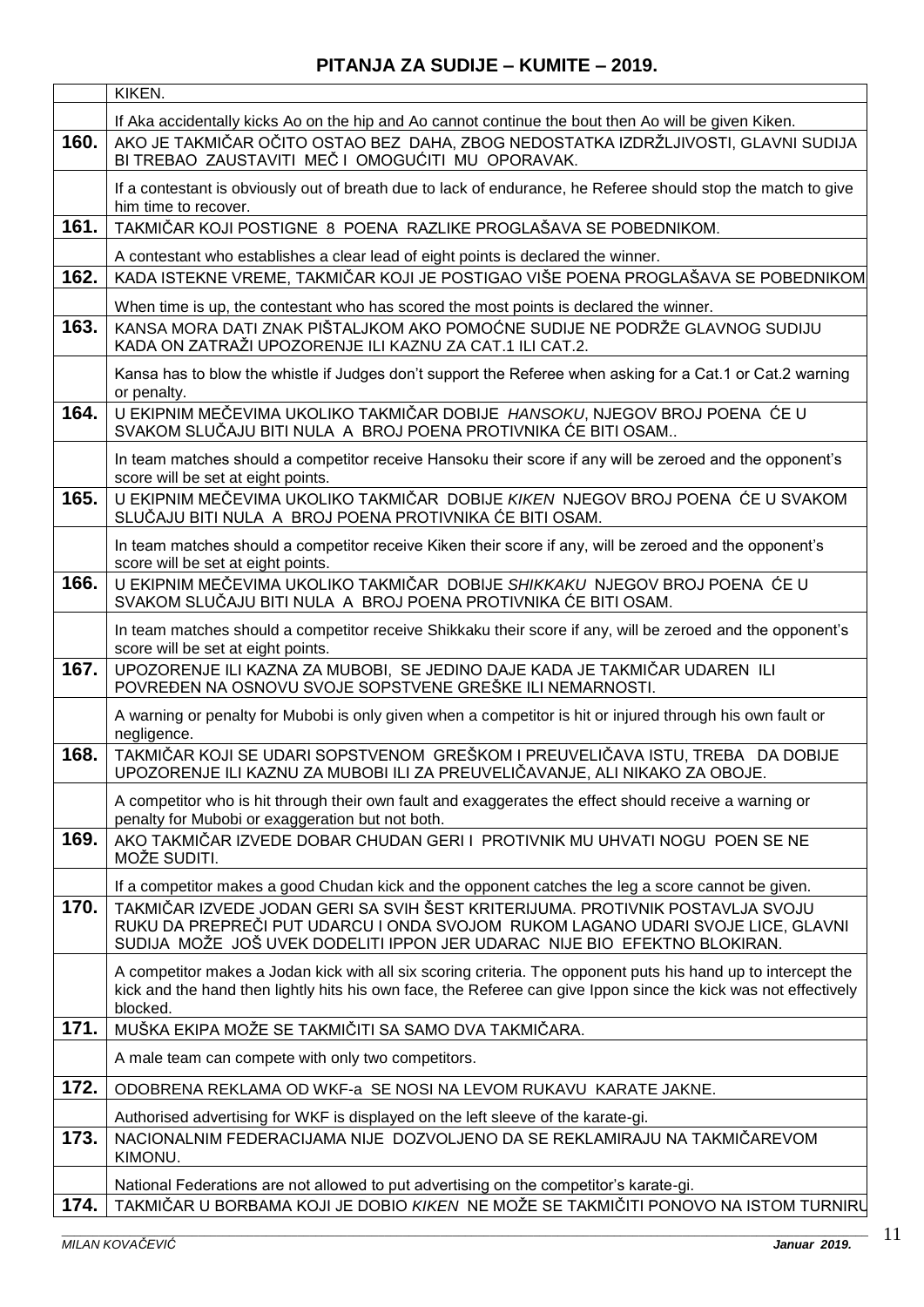## PITANJA ZA SUDIJE – KUMITE – 2019.

| | |
|---|---|
| | KIKEN. |
| | If Aka accidentally kicks Ao on the hip and Ao cannot continue the bout then Ao will be given Kiken. |
| **160.** | AKO JE TAKMIČAR OČITO OSTAO BEZ DAHA, ZBOG NEDOSTATKA IZDRŽLJIVOSTI, GLAVNI SUDIJA BI TREBAO ZAUSTAVITI MEČ I OMOGUĆITI MU OPORAVAK. |
| | If a contestant is obviously out of breath due to lack of endurance, he Referee should stop the match to give him time to recover. |
| **161.** | TAKMIČAR KOJI POSTIGNE 8 POENA RAZLIKE PROGLAŠAVA SE POBEDNIKOM. |
| | A contestant who establishes a clear lead of eight points is declared the winner. |
| **162.** | KADA ISTEKNE VREME, TAKMIČAR KOJI JE POSTIGAO VIŠE POENA PROGLAŠAVA SE POBEDNIKOM |
| | When time is up, the contestant who has scored the most points is declared the winner. |
| **163.** | KANSA MORA DATI ZNAK PIŠTALJKOM AKO POMOĆNE SUDIJE NE PODRŽE GLAVNOG SUDIJU KADA ON ZATRAŽI UPOZORENJE ILI KAZNU ZA CAT.1 ILI CAT.2. |
| | Kansa has to blow the whistle if Judges don't support the Referee when asking for a Cat.1 or Cat.2 warning or penalty. |
| **164.** | U EKIPNIM MEČEVIMA UKOLIKO TAKMIČAR DOBIJE *HANSOKU*, NJEGOV BROJ POENA ĆE U SVAKOM SLUČAJU BITI NULA A BROJ POENA PROTIVNIKA ĆE BITI OSAM.. |
| | In team matches should a competitor receive Hansoku their score if any will be zeroed and the opponent's score will be set at eight points. |
| **165.** | U EKIPNIM MEČEVIMA UKOLIKO TAKMIČAR DOBIJE *KIKEN* NJEGOV BROJ POENA ĆE U SVAKOM SLUČAJU BITI NULA A BROJ POENA PROTIVNIKA ĆE BITI OSAM. |
| | In team matches should a competitor receive Kiken their score if any, will be zeroed and the opponent's score will be set at eight points. |
| **166.** | U EKIPNIM MEČEVIMA UKOLIKO TAKMIČAR DOBIJE *SHIKKAKU* NJEGOV BROJ POENA ĆE U SVAKOM SLUČAJU BITI NULA A BROJ POENA PROTIVNIKA ĆE BITI OSAM. |
| | In team matches should a competitor receive Shikkaku their score if any, will be zeroed and the opponent's score will be set at eight points. |
| **167.** | UPOZORENJE ILI KAZNA ZA MUBOBI, SE JEDINO DAJE KADA JE TAKMIČAR UDAREN ILI POVREĐEN NA OSNOVU SVOJE SOPSTVENE GREŠKE ILI NEMARNOSTI. |
| | A warning or penalty for Mubobi is only given when a competitor is hit or injured through his own fault or negligence. |
| **168.** | TAKMIČAR KOJI SE UDARI SOPSTVENOM GREŠKOM I PREUVELIČAVA ISTU, TREBA DA DOBIJE UPOZORENJE ILI KAZNU ZA MUBOBI ILI ZA PREUVELIČAVANJE, ALI NIKAKO ZA OBOJE. |
| | A competitor who is hit through their own fault and exaggerates the effect should receive a warning or penalty for Mubobi or exaggeration but not both. |
| **169.** | AKO TAKMIČAR IZVEDE DOBAR CHUDAN GERI I PROTIVNIK MU UHVATI NOGU POEN SE NE MOŽE SUDITI. |
| | If a competitor makes a good Chudan kick and the opponent catches the leg a score cannot be given. |
| **170.** | TAKMIČAR IZVEDE JODAN GERI SA SVIH ŠEST KRITERIJUMA. PROTIVNIK POSTAVLJA SVOJU RUKU DA PREPREČI PUT UDARCU I ONDA SVOJOM RUKOM LAGANO UDARI SVOJE LICE, GLAVNI SUDIJA MOŽE JOŠ UVEK DODELITI IPPON JER UDARAC NIJE BIO EFEKTNO BLOKIRAN. |
| | A competitor makes a Jodan kick with all six scoring criteria. The opponent puts his hand up to intercept the kick and the hand then lightly hits his own face, the Referee can give Ippon since the kick was not effectively blocked. |
| **171.** | MUŠKA EKIPA MOŽE SE TAKMIČITI SA SAMO DVA TAKMIČARA. |
| | A male team can compete with only two competitors. |
| **172.** | ODOBRENA REKLAMA OD WKF-a SE NOSI NA LEVOM RUKAVU KARATE JAKNE. |
| | Authorised advertising for WKF is displayed on the left sleeve of the karate-gi. |
| **173.** | NACIONALNIM FEDERACIJAMA NIJE DOZVOLJENO DA SE REKLAMIRAJU NA TAKMIČAREVOM KIMONU. |
| | National Federations are not allowed to put advertising on the competitor's karate-gi. |
| **174.** | TAKMIČAR U BORBAMA KOJI JE DOBIO *KIKEN* NE MOŽE SE TAKMIČITI PONOVO NA ISTOM TURNIRU |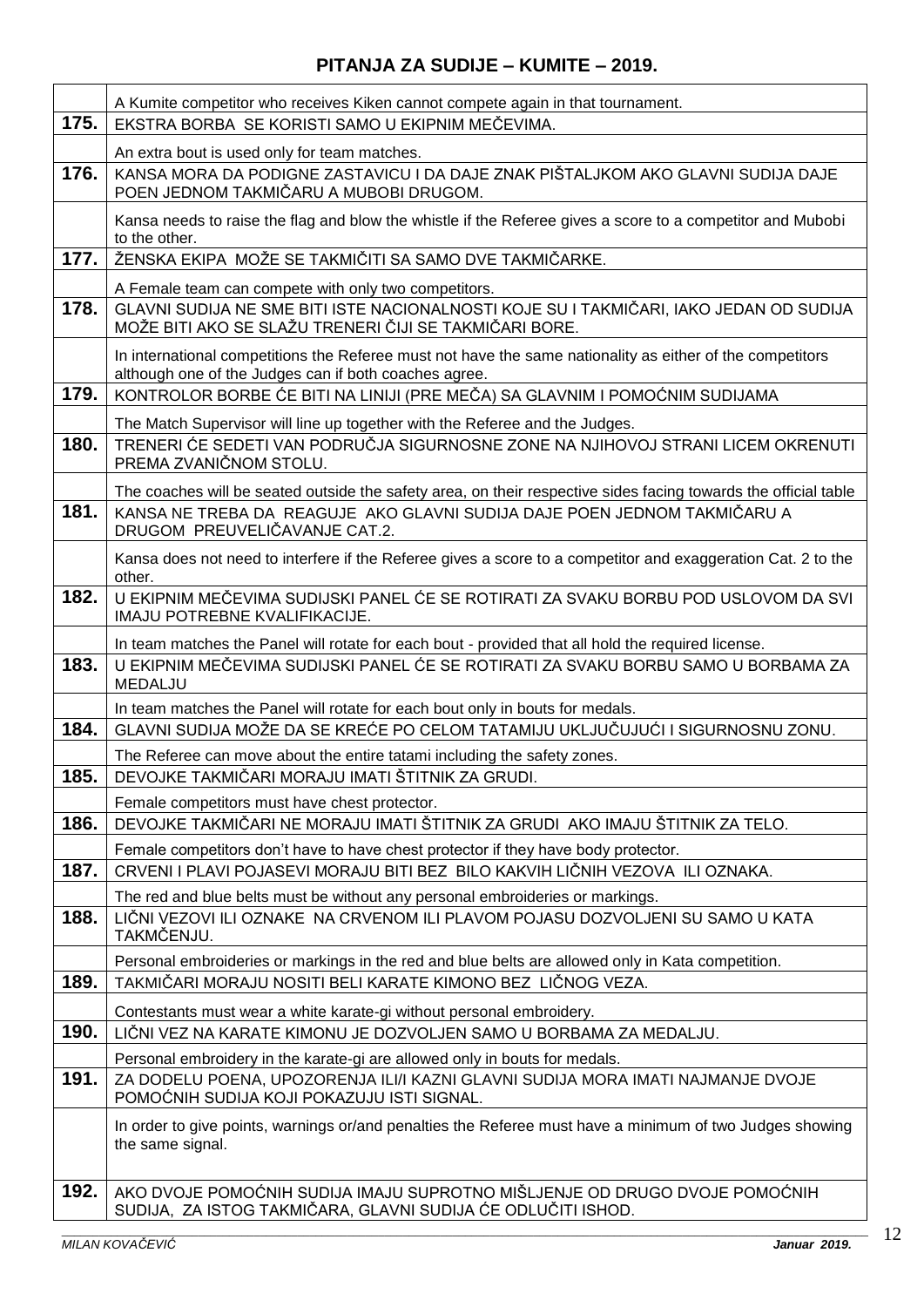## PITANJA ZA SUDIJE – KUMITE – 2019.

| | |
|---|---|
| | A Kumite competitor who receives Kiken cannot compete again in that tournament. |
| **175.** | EKSTRA BORBA SE KORISTI SAMO U EKIPNIM MEČEVIMA. |
| | An extra bout is used only for team matches. |
| **176.** | KANSA MORA DA PODIGNE ZASTAVICU I DA DAJE ZNAK PIŠTALJKOM AKO GLAVNI SUDIJA DAJE POEN JEDNOM TAKMIČARU A MUBOBI DRUGOM. |
| | Kansa needs to raise the flag and blow the whistle if the Referee gives a score to a competitor and Mubobi to the other. |
| **177.** | ŽENSKA EKIPA MOŽE SE TAKMIČITI SA SAMO DVE TAKMIČARKE. |
| | A Female team can compete with only two competitors. |
| **178.** | GLAVNI SUDIJA NE SME BITI ISTE NACIONALNOSTI KOJE SU I TAKMIČARI, IAKO JEDAN OD SUDIJA MOŽE BITI AKO SE SLAŽU TRENERI ČIJI SE TAKMIČARI BORE. |
| | In international competitions the Referee must not have the same nationality as either of the competitors although one of the Judges can if both coaches agree. |
| **179.** | KONTROLOR BORBE ĆE BITI NA LINIJI (PRE MEČA) SA GLAVNIM I POMOĆNIM SUDIJAMA |
| | The Match Supervisor will line up together with the Referee and the Judges. |
| **180.** | TRENERI ĆE SEDETI VAN PODRUČJA SIGURNOSNE ZONE NA NJIHOVOJ STRANI LICEM OKRENUTI PREMA ZVANIČNOM STOLU. |
| | The coaches will be seated outside the safety area, on their respective sides facing towards the official table |
| **181.** | KANSA NE TREBA DA REAGUJE AKO GLAVNI SUDIJA DAJE POEN JEDNOM TAKMIČARU A DRUGOM PREUVELIČAVANJE CAT.2. |
| | Kansa does not need to interfere if the Referee gives a score to a competitor and exaggeration Cat. 2 to the other. |
| **182.** | U EKIPNIM MEČEVIMA SUDIJSKI PANEL ĆE SE ROTIRATI ZA SVAKU BORBU POD USLOVOM DA SVI IMAJU POTREBNE KVALIFIKACIJE. |
| | In team matches the Panel will rotate for each bout - provided that all hold the required license. |
| **183.** | U EKIPNIM MEČEVIMA SUDIJSKI PANEL ĆE SE ROTIRATI ZA SVAKU BORBU SAMO U BORBAMA ZA MEDALJU |
| | In team matches the Panel will rotate for each bout only in bouts for medals. |
| **184.** | GLAVNI SUDIJA MOŽE DA SE KREĆE PO CELOM TATAMIJU UKLJUČUJUĆI I SIGURNOSNU ZONU. |
| | The Referee can move about the entire tatami including the safety zones. |
| **185.** | DEVOJKE TAKMIČARI MORAJU IMATI ŠTITNIK ZA GRUDI. |
| | Female competitors must have chest protector. |
| **186.** | DEVOJKE TAKMIČARI NE MORAJU IMATI ŠTITNIK ZA GRUDI AKO IMAJU ŠTITNIK ZA TELO. |
| | Female competitors don't have to have chest protector if they have body protector. |
| **187.** | CRVENI I PLAVI POJASEVI MORAJU BITI BEZ BILO KAKVIH LIČNIH VEZOVA ILI OZNAKA. |
| | The red and blue belts must be without any personal embroideries or markings. |
| **188.** | LIČNI VEZOVI ILI OZNAKE NA CRVENOM ILI PLAVOM POJASU DOZVOLJENI SU SAMO U KATA TAKMČENJU. |
| | Personal embroideries or markings in the red and blue belts are allowed only in Kata competition. |
| **189.** | TAKMIČARI MORAJU NOSITI BELI KARATE KIMONO BEZ LIČNOG VEZA. |
| | Contestants must wear a white karate-gi without personal embroidery. |
| **190.** | LIČNI VEZ NA KARATE KIMONU JE DOZVOLJEN SAMO U BORBAMA ZA MEDALJU. |
| | Personal embroidery in the karate-gi are allowed only in bouts for medals. |
| **191.** | ZA DODELU POENA, UPOZORENJA ILI/I KAZNI GLAVNI SUDIJA MORA IMATI NAJMANJE DVOJE POMOĆNIH SUDIJA KOJI POKAZUJU ISTI SIGNAL. |
| | In order to give points, warnings or/and penalties the Referee must have a minimum of two Judges showing the same signal. |
| **192.** | AKO DVOJE POMOĆNIH SUDIJA IMAJU SUPROTNO MIŠLJENJE OD DRUGO DVOJE POMOĆNIH SUDIJA, ZA ISTOG TAKMIČARA, GLAVNI SUDIJA ĆE ODLUČITI ISHOD. |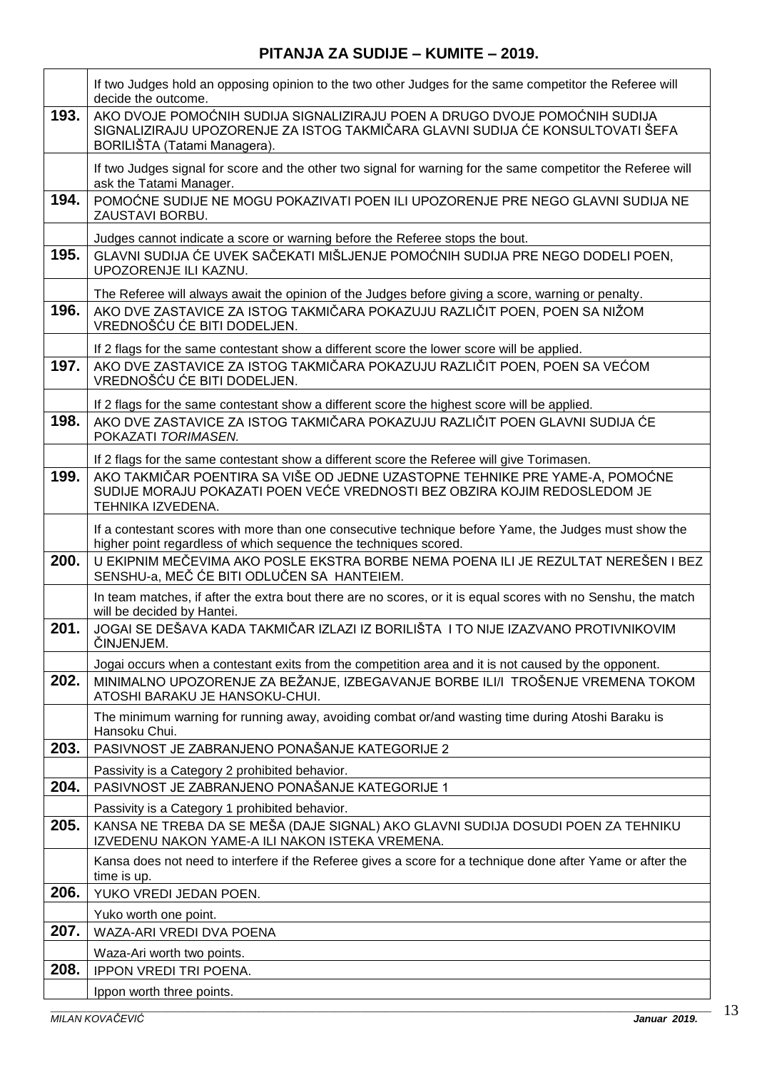## PITANJA ZA SUDIJE – KUMITE – 2019.

| | |
|---|---|
| | If two Judges hold an opposing opinion to the two other Judges for the same competitor the Referee will decide the outcome. |
| **193.** | AKO DVOJE POMOĆNIH SUDIJA SIGNALIZIRAJU POEN A DRUGO DVOJE POMOĆNIH SUDIJA SIGNALIZIRAJU UPOZORENJE ZA ISTOG TAKMIČARA GLAVNI SUDIJA ĆE KONSULTOVATI ŠEFA BORILIŠTA (Tatami Managera). |
| | If two Judges signal for score and the other two signal for warning for the same competitor the Referee will ask the Tatami Manager. |
| **194.** | POMOĆNE SUDIJE NE MOGU POKAZIVATI POEN ILI UPOZORENJE PRE NEGO GLAVNI SUDIJA NE ZAUSTAVI BORBU. |
| | Judges cannot indicate a score or warning before the Referee stops the bout. |
| **195.** | GLAVNI SUDIJA ĆE UVEK SAČEKATI MIŠLJENJE POMOĆNIH SUDIJA PRE NEGO DODELI POEN, UPOZORENJE ILI KAZNU. |
| | The Referee will always await the opinion of the Judges before giving a score, warning or penalty. |
| **196.** | AKO DVE ZASTAVICE ZA ISTOG TAKMIČARA POKAZUJU RAZLIČIT POEN, POEN SA NIŽOM VREDNOŠĆU ĆE BITI DODELJEN. |
| | If 2 flags for the same contestant show a different score the lower score will be applied. |
| **197.** | AKO DVE ZASTAVICE ZA ISTOG TAKMIČARA POKAZUJU RAZLIČIT POEN, POEN SA VEĆOM VREDNOŠĆU ĆE BITI DODELJEN. |
| | If 2 flags for the same contestant show a different score the highest score will be applied. |
| **198.** | AKO DVE ZASTAVICE ZA ISTOG TAKMIČARA POKAZUJU RAZLIČIT POEN GLAVNI SUDIJA ĆE POKAZATI *TORIMASEN.* |
| | If 2 flags for the same contestant show a different score the Referee will give Torimasen. |
| **199.** | AKO TAKMIČAR POENTIRA SA VIŠE OD JEDNE UZASTOPNE TEHNIKE PRE YAME-A, POMOĆNE SUDIJE MORAJU POKAZATI POEN VEĆE VREDNOSTI BEZ OBZIRA KOJIM REDOSLEDOM JE TEHNIKA IZVEDENA. |
| | If a contestant scores with more than one consecutive technique before Yame, the Judges must show the higher point regardless of which sequence the techniques scored. |
| **200.** | U EKIPNIM MEČEVIMA AKO POSLE EKSTRA BORBE NEMA POENA ILI JE REZULTAT NEREŠEN I BEZ SENSHU-a, MEČ ĆE BITI ODLUČEN SA HANTEIEM. |
| | In team matches, if after the extra bout there are no scores, or it is equal scores with no Senshu, the match will be decided by Hantei. |
| **201.** | JOGAI SE DEŠAVA KADA TAKMIČAR IZLAZI IZ BORILIŠTA I TO NIJE IZAZVANO PROTIVNIKOVIM ČINJENJEM. |
| | Jogai occurs when a contestant exits from the competition area and it is not caused by the opponent. |
| **202.** | MINIMALNO UPOZORENJE ZA BEŽANJE, IZBEGAVANJE BORBE ILI/I TROŠENJE VREMENA TOKOM ATOSHI BARAKU JE HANSOKU-CHUI. |
| | The minimum warning for running away, avoiding combat or/and wasting time during Atoshi Baraku is Hansoku Chui. |
| **203.** | PASIVNOST JE ZABRANJENO PONAŠANJE KATEGORIJE 2 |
| | Passivity is a Category 2 prohibited behavior. |
| **204.** | PASIVNOST JE ZABRANJENO PONAŠANJE KATEGORIJE 1 |
| | Passivity is a Category 1 prohibited behavior. |
| **205.** | KANSA NE TREBA DA SE MEŠA (DAJE SIGNAL) AKO GLAVNI SUDIJA DOSUDI POEN ZA TEHNIKU IZVEDENU NAKON YAME-A ILI NAKON ISTEKA VREMENA. |
| | Kansa does not need to interfere if the Referee gives a score for a technique done after Yame or after the time is up. |
| **206.** | YUKO VREDI JEDAN POEN. |
| | Yuko worth one point. |
| **207.** | WAZA-ARI VREDI DVA POENA |
| | Waza-Ari worth two points. |
| **208.** | IPPON VREDI TRI POENA. |
| | Ippon worth three points. |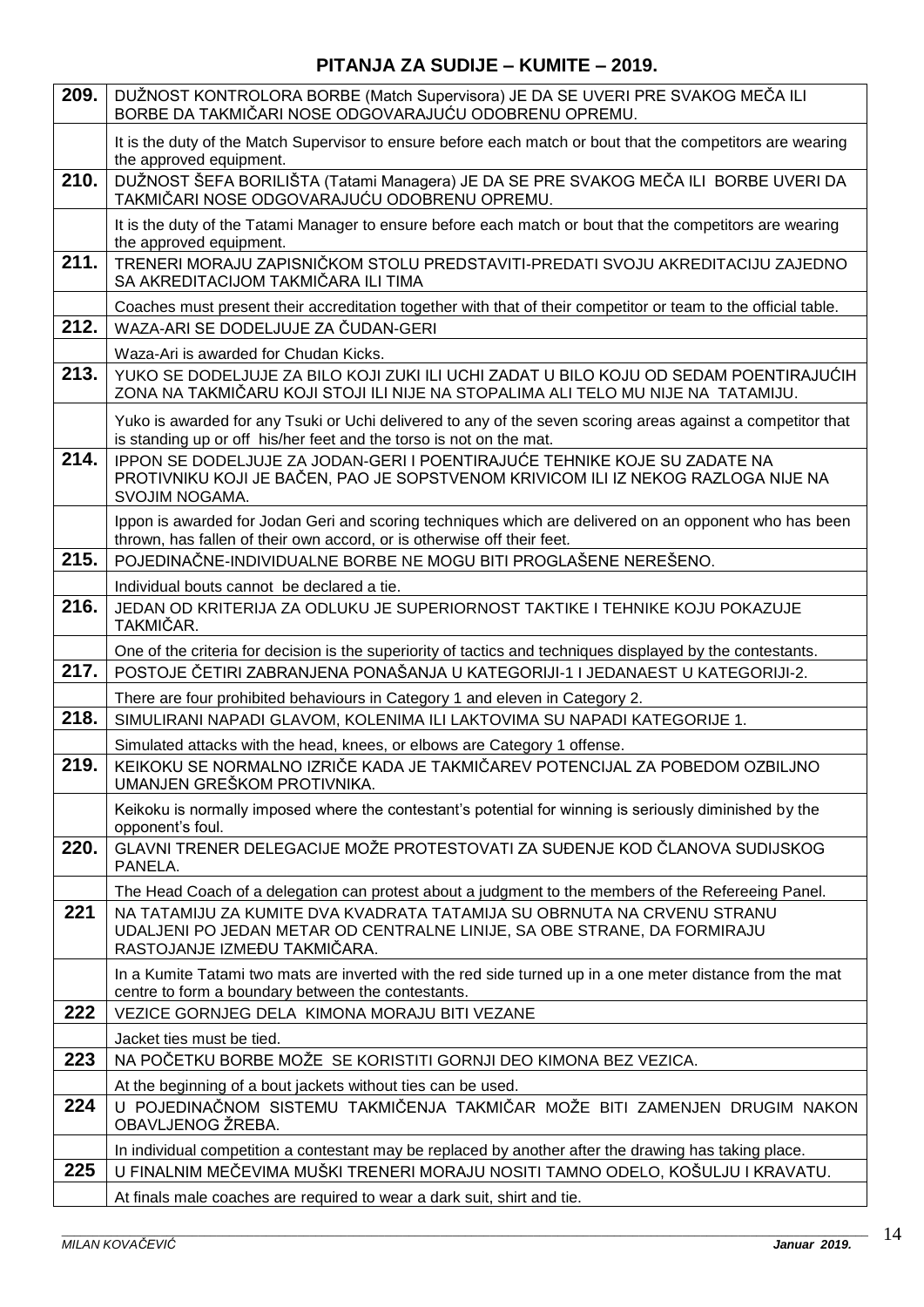## PITANJA ZA SUDIJE – KUMITE – 2019.

| | |
|---|---|
| **209.** | DUŽNOST KONTROLORA BORBE (Match Supervisora) JE DA SE UVERI PRE SVAKOG MEČA ILI BORBE DA TAKMIČARI NOSE ODGOVARAJUĆU ODOBRENU OPREMU. |
| | It is the duty of the Match Supervisor to ensure before each match or bout that the competitors are wearing the approved equipment. |
| **210.** | DUŽNOST ŠEFA BORILIŠTA (Tatami Managera) JE DA SE PRE SVAKOG MEČA ILI BORBE UVERI DA TAKMIČARI NOSE ODGOVARAJUĆU ODOBRENU OPREMU. |
| | It is the duty of the Tatami Manager to ensure before each match or bout that the competitors are wearing the approved equipment. |
| **211.** | TRENERI MORAJU ZAPISNIČKOM STOLU PREDSTAVITI-PREDATI SVOJU AKREDITACIJU ZAJEDNO SA AKREDITACIJOM TAKMIČARA ILI TIMA |
| | Coaches must present their accreditation together with that of their competitor or team to the official table. |
| **212.** | WAZA-ARI SE DODELJUJE ZA ČUDAN-GERI |
| | Waza-Ari is awarded for Chudan Kicks. |
| **213.** | YUKO SE DODELJUJE ZA BILO KOJI ZUKI ILI UCHI ZADAT U BILO KOJU OD SEDAM POENTIRAJUĆIH ZONA NA TAKMIČARU KOJI STOJI ILI NIJE NA STOPALIMA ALI TELO MU NIJE NA TATAMIJU. |
| | Yuko is awarded for any Tsuki or Uchi delivered to any of the seven scoring areas against a competitor that is standing up or off his/her feet and the torso is not on the mat. |
| **214.** | IPPON SE DODELJUJE ZA JODAN-GERI I POENTIRAJUĆE TEHNIKE KOJE SU ZADATE NA PROTIVNIKU KOJI JE BAČEN, PAO JE SOPSTVENOM KRIVICOM ILI IZ NEKOG RAZLOGA NIJE NA SVOJIM NOGAMA. |
| | Ippon is awarded for Jodan Geri and scoring techniques which are delivered on an opponent who has been thrown, has fallen of their own accord, or is otherwise off their feet. |
| **215.** | POJEDINAČNE-INDIVIDUALNE BORBE NE MOGU BITI PROGLAŠENE NEREŠENO. |
| | Individual bouts cannot be declared a tie. |
| **216.** | JEDAN OD KRITERIJA ZA ODLUKU JE SUPERIORNOST TAKTIKE I TEHNIKE KOJU POKAZUJE TAKMIČAR. |
| | One of the criteria for decision is the superiority of tactics and techniques displayed by the contestants. |
| **217.** | POSTOJE ČETIRI ZABRANJENA PONAŠANJA U KATEGORIJI-1 I JEDANAEST U KATEGORIJI-2. |
| | There are four prohibited behaviours in Category 1 and eleven in Category 2. |
| **218.** | SIMULIRANI NAPADI GLAVOM, KOLENIMA ILI LAKTOVIMA SU NAPADI KATEGORIJE 1. |
| | Simulated attacks with the head, knees, or elbows are Category 1 offense. |
| **219.** | KEIKOKU SE NORMALNO IZRIČE KADA JE TAKMIČAREV POTENCIJAL ZA POBEDOM OZBILJNO UMANJEN GREŠKOM PROTIVNIKA. |
| | Keikoku is normally imposed where the contestant's potential for winning is seriously diminished by the opponent's foul. |
| **220.** | GLAVNI TRENER DELEGACIJE MOŽE PROTESTOVATI ZA SUĐENJE KOD ČLANOVA SUDIJSKOG PANELA. |
| | The Head Coach of a delegation can protest about a judgment to the members of the Refereeing Panel. |
| **221** | NA TATAMIJU ZA KUMITE DVA KVADRATA TATAMIJA SU OBRNUTA NA CRVENU STRANU UDALJENI PO JEDAN METAR OD CENTRALNE LINIJE, SA OBE STRANE, DA FORMIRAJU RASTOJANJE IZMEĐU TAKMIČARA. |
| | In a Kumite Tatami two mats are inverted with the red side turned up in a one meter distance from the mat centre to form a boundary between the contestants. |
| **222** | VEZICE GORNJEG DELA KIMONA MORAJU BITI VEZANE |
| | Jacket ties must be tied. |
| **223** | NA POČETKU BORBE MOŽE SE KORISTITI GORNJI DEO KIMONA BEZ VEZICA. |
| | At the beginning of a bout jackets without ties can be used. |
| **224** | U POJEDINAČNOM SISTEMU TAKMIČENJA TAKMIČAR MOŽE BITI ZAMENJEN DRUGIM NAKON OBAVLJENOG ŽREBA. |
| | In individual competition a contestant may be replaced by another after the drawing has taking place. |
| **225** | U FINALNIM MEČEVIMA MUŠKI TRENERI MORAJU NOSITI TAMNO ODELO, KOŠULJU I KRAVATU. |
| | At finals male coaches are required to wear a dark suit, shirt and tie. |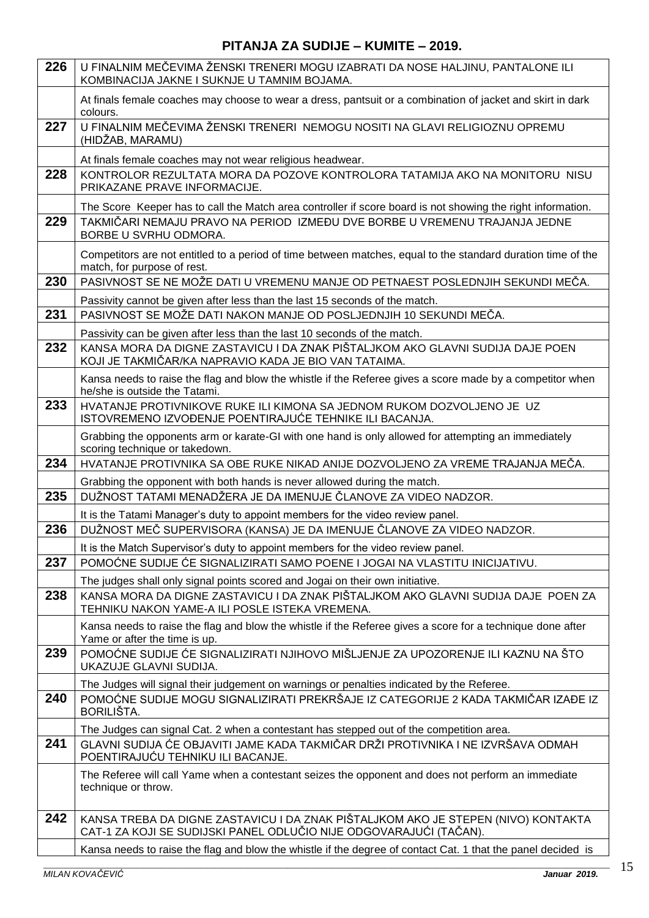## PITANJA ZA SUDIJE – KUMITE – 2019.

| | |
|---|---|
| **226** | U FINALNIM MEČEVIMA ŽENSKI TRENERI MOGU IZABRATI DA NOSE HALJINU, PANTALONE ILI KOMBINACIJA JAKNE I SUKNJE U TAMNIM BOJAMA. |
| | At finals female coaches may choose to wear a dress, pantsuit or a combination of jacket and skirt in dark colours. |
| **227** | U FINALNIM MEČEVIMA ŽENSKI TRENERI NEMOGU NOSITI NA GLAVI RELIGIOZNU OPREMU (HIDŽAB, MARAMU) |
| | At finals female coaches may not wear religious headwear. |
| **228** | KONTROLOR REZULTATA MORA DA POZOVE KONTROLORA TATAMIJA AKO NA MONITORU NISU PRIKAZANE PRAVE INFORMACIJE. |
| | The Score Keeper has to call the Match area controller if score board is not showing the right information. |
| **229** | TAKMIČARI NEMAJU PRAVO NA PERIOD IZMEĐU DVE BORBE U VREMENU TRAJANJA JEDNE BORBE U SVRHU ODMORA. |
| | Competitors are not entitled to a period of time between matches, equal to the standard duration time of the match, for purpose of rest. |
| **230** | PASIVNOST SE NE MOŽE DATI U VREMENU MANJE OD PETNAEST POSLEDNJIH SEKUNDI MEČA. |
| | Passivity cannot be given after less than the last 15 seconds of the match. |
| **231** | PASIVNOST SE MOŽE DATI NAKON MANJE OD POSLJEDNJIH 10 SEKUNDI MEČA. |
| | Passivity can be given after less than the last 10 seconds of the match. |
| **232** | KANSA MORA DA DIGNE ZASTAVICU I DA ZNAK PIŠTALJKOM AKO GLAVNI SUDIJA DAJE POEN KOJI JE TAKMIČAR/KA NAPRAVIO KADA JE BIO VAN TATAIMA. |
| | Kansa needs to raise the flag and blow the whistle if the Referee gives a score made by a competitor when he/she is outside the Tatami. |
| **233** | HVATANJE PROTIVNIKOVE RUKE ILI KIMONA SA JEDNOM RUKOM DOZVOLJENO JE UZ ISTOVREMENO IZVOĐENJE POENTIRAJUĆE TEHNIKE ILI BACANJA. |
| | Grabbing the opponents arm or karate-GI with one hand is only allowed for attempting an immediately scoring technique or takedown. |
| **234** | HVATANJE PROTIVNIKA SA OBE RUKE NIKAD ANIJE DOZVOLJENO ZA VREME TRAJANJA MEČA. |
| | Grabbing the opponent with both hands is never allowed during the match. |
| **235** | DUŽNOST TATAMI MENADŽERA JE DA IMENUJE ČLANOVE ZA VIDEO NADZOR. |
| | It is the Tatami Manager's duty to appoint members for the video review panel. |
| **236** | DUŽNOST MEČ SUPERVISORA (KANSA) JE DA IMENUJE ČLANOVE ZA VIDEO NADZOR. |
| | It is the Match Supervisor's duty to appoint members for the video review panel. |
| **237** | POMOĆNE SUDIJE ĆE SIGNALIZIRATI SAMO POENE I JOGAI NA VLASTITU INICIJATIVU. |
| | The judges shall only signal points scored and Jogai on their own initiative. |
| **238** | KANSA MORA DA DIGNE ZASTAVICU I DA ZNAK PIŠTALJKOM AKO GLAVNI SUDIJA DAJE POEN ZA TEHNIKU NAKON YAME-A ILI POSLE ISTEKA VREMENA. |
| | Kansa needs to raise the flag and blow the whistle if the Referee gives a score for a technique done after Yame or after the time is up. |
| **239** | POMOĆNE SUDIJE ĆE SIGNALIZIRATI NJIHOVO MIŠLJENJE ZA UPOZORENJE ILI KAZNU NA ŠTO UKAZUJE GLAVNI SUDIJA. |
| | The Judges will signal their judgement on warnings or penalties indicated by the Referee. |
| **240** | POMOĆNE SUDIJE MOGU SIGNALIZIRATI PREKRŠAJE IZ CATEGORIJE 2 KADA TAKMIČAR IZAĐE IZ BORILIŠTA. |
| | The Judges can signal Cat. 2 when a contestant has stepped out of the competition area. |
| **241** | GLAVNI SUDIJA ĆE OBJAVITI JAME KADA TAKMIČAR DRŽI PROTIVNIKA I NE IZVRŠAVA ODMAH POENTIRAJUĆU TEHNIKU ILI BACANJE. |
| | The Referee will call Yame when a contestant seizes the opponent and does not perform an immediate technique or throw. |
| **242** | KANSA TREBA DA DIGNE ZASTAVICU I DA ZNAK PIŠTALJKOM AKO JE STEPEN (NIVO) KONTAKTA CAT-1 ZA KOJI SE SUDIJSKI PANEL ODLUČIO NIJE ODGOVARAJUĆI (TAČAN). |
| | Kansa needs to raise the flag and blow the whistle if the degree of contact Cat. 1 that the panel decided is |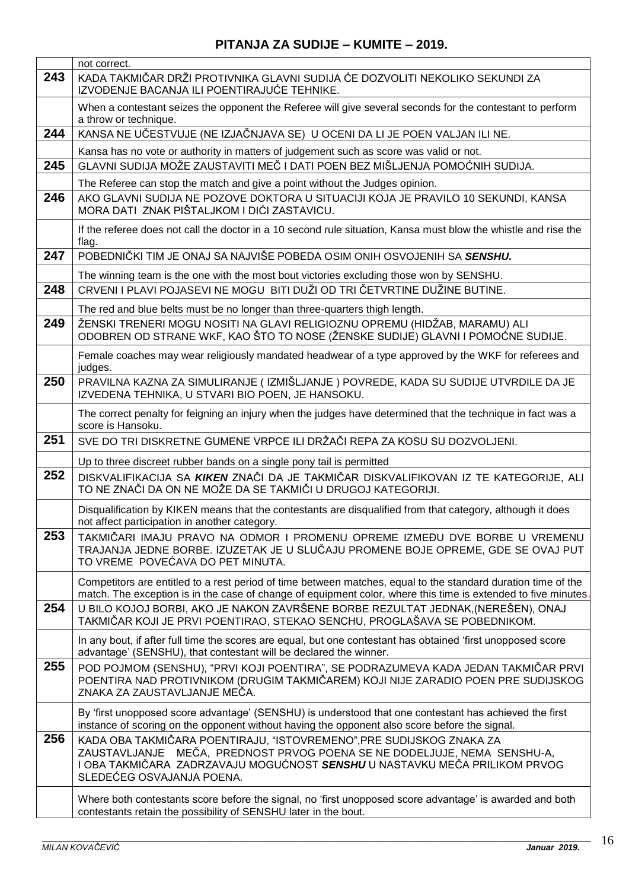# PITANJA ZA SUDIJE – KUMITE – 2019.

| | |
|---|---|
| | not correct. |
| **243** | KADA TAKMIČAR DRŽI PROTIVNIKA GLAVNI SUDIJA ĆE DOZVOLITI NEKOLIKO SEKUNDI ZA IZVOĐENJE BACANJA ILI POENTIRAJUĆE TEHNIKE. |
| | When a contestant seizes the opponent the Referee will give several seconds for the contestant to perform a throw or technique. |
| **244** | KANSA NE UČESTVUJE (NE IZJAČNJAVA SE) U OCENI DA LI JE POEN VALJAN ILI NE. |
| | Kansa has no vote or authority in matters of judgement such as score was valid or not. |
| **245** | GLAVNI SUDIJA MOŽE ZAUSTAVITI MEČ I DATI POEN BEZ MIŠLJENJA POMOĆNIH SUDIJA. |
| | The Referee can stop the match and give a point without the Judges opinion. |
| **246** | AKO GLAVNI SUDIJA NE POZOVE DOKTORA U SITUACIJI KOJA JE PRAVILO 10 SEKUNDI, KANSA MORA DATI ZNAK PIŠTALJKOM I DIĆI ZASTAVICU. |
| | If the referee does not call the doctor in a 10 second rule situation, Kansa must blow the whistle and rise the flag. |
| **247** | POBEDNIČKI TIM JE ONAJ SA NAJVIŠE POBEDA OSIM ONIH OSVOJENIH SA ***SENSHU.*** |
| | The winning team is the one with the most bout victories excluding those won by SENSHU. |
| **248** | CRVENI I PLAVI POJASEVI NE MOGU BITI DUŽI OD TRI ČETVRTINE DUŽINE BUTINE. |
| | The red and blue belts must be no longer than three-quarters thigh length. |
| **249** | ŽENSKI TRENERI MOGU NOSITI NA GLAVI RELIGIOZNU OPREMU (HIDŽAB, MARAMU) ALI ODOBREN OD STRANE WKF, KAO ŠTO TO NOSE (ŽENSKE SUDIJE) GLAVNI I POMOĆNE SUDIJE. |
| | Female coaches may wear religiously mandated headwear of a type approved by the WKF for referees and judges. |
| **250** | PRAVILNA KAZNA ZA SIMULIRANJE ( IZMIŠLJANJE ) POVREDE, KADA SU SUDIJE UTVRDILE DA JE IZVEDENA TEHNIKA, U STVARI BIO POEN, JE HANSOKU. |
| | The correct penalty for feigning an injury when the judges have determined that the technique in fact was a score is Hansoku. |
| **251** | SVE DO TRI DISKRETNE GUMENE VRPCE ILI DRŽAČI REPA ZA KOSU SU DOZVOLJENI. |
| | Up to three discreet rubber bands on a single pony tail is permitted |
| **252** | DISKVALIFIKACIJA SA ***KIKEN*** ZNAČI DA JE TAKMIČAR DISKVALIFIKOVAN IZ TE KATEGORIJE, ALI TO NE ZNAČI DA ON NE MOŽE DA SE TAKMIČI U DRUGOJ KATEGORIJI. |
| | Disqualification by KIKEN means that the contestants are disqualified from that category, although it does not affect participation in another category. |
| **253** | TAKMIČARI IMAJU PRAVO NA ODMOR I PROMENU OPREME IZMEĐU DVE BORBE U VREMENU TRAJANJA JEDNE BORBE. IZUZETAK JE U SLUČAJU PROMENE BOJE OPREME, GDE SE OVAJ PUT TO VREME POVEĆAVA DO PET MINUTA. |
| | Competitors are entitled to a rest period of time between matches, equal to the standard duration time of the match. The exception is in the case of change of equipment color, where this time is extended to five minutes. |
| **254** | U BILO KOJOJ BORBI, AKO JE NAKON ZAVRŠENE BORBE REZULTAT JEDNAK,(NEREŠEN), ONAJ TAKMIČAR KOJI JE PRVI POENTIRAO, STEKAO SENCHU, PROGLAŠAVA SE POBEDNIKOM. |
| | In any bout, if after full time the scores are equal, but one contestant has obtained 'first unopposed score advantage' (SENSHU), that contestant will be declared the winner. |
| **255** | POD POJMOM (SENSHU), "PRVI KOJI POENTIRA", SE PODRAZUMEVA KADA JEDAN TAKMIČAR PRVI POENTIRA NAD PROTIVNIKOM (DRUGIM TAKMIČAREM) KOJI NIJE ZARADIO POEN PRE SUDIJSKOG ZNAKA ZA ZAUSTAVLJANJE MEČA. |
| | By 'first unopposed score advantage' (SENSHU) is understood that one contestant has achieved the first instance of scoring on the opponent without having the opponent also score before the signal. |
| **256** | KADA OBA TAKMIČARA POENTIRAJU, "ISTOVREMENO",PRE SUDIJSKOG ZNAKA ZA ZAUSTAVLJANJE MEČA, PREDNOST PRVOG POENA SE NE DODELJUJE, NEMA SENSHU-A, I OBA TAKMIČARA ZADRZAVAJU MOGUĆNOST ***SENSHU*** U NASTAVKU MEČA PRILIKOM PRVOG SLEDEĆEG OSVAJANJA POENA. |
| | Where both contestants score before the signal, no 'first unopposed score advantage' is awarded and both contestants retain the possibility of SENSHU later in the bout. |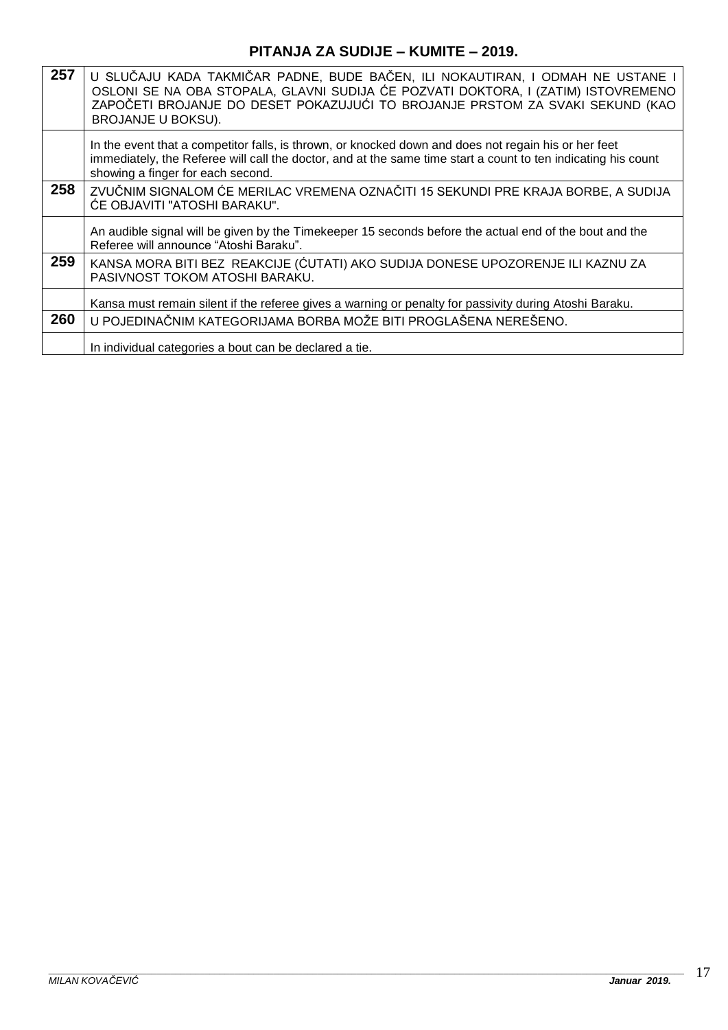## PITANJA ZA SUDIJE – KUMITE – 2019.

| | |
|---|---|
| **257** | U SLUČAJU KADA TAKMIČAR PADNE, BUDE BAČEN, ILI NOKAUTIRAN, I ODMAH NE USTANE I OSLONI SE NA OBA STOPALA, GLAVNI SUDIJA ĆE POZVATI DOKTORA, I (ZATIM) ISTOVREMENO ZAPOČETI BROJANJE DO DESET POKAZUJUĆI TO BROJANJE PRSTOM ZA SVAKI SEKUND (KAO BROJANJE U BOKSU). |
| | In the event that a competitor falls, is thrown, or knocked down and does not regain his or her feet immediately, the Referee will call the doctor, and at the same time start a count to ten indicating his count showing a finger for each second. |
| **258** | ZVUČNIM SIGNALOM ĆE MERILAC VREMENA OZNAČITI 15 SEKUNDI PRE KRAJA BORBE, A SUDIJA ĆE OBJAVITI "ATOSHI BARAKU". |
| | An audible signal will be given by the Timekeeper 15 seconds before the actual end of the bout and the Referee will announce "Atoshi Baraku". |
| **259** | KANSA MORA BITI BEZ REAKCIJE (ĆUTATI) AKO SUDIJA DONESE UPOZORENJE ILI KAZNU ZA PASIVNOST TOKOM ATOSHI BARAKU. |
| | Kansa must remain silent if the referee gives a warning or penalty for passivity during Atoshi Baraku. |
| **260** | U POJEDINAČNIM KATEGORIJAMA BORBA MOŽE BITI PROGLAŠENA NEREŠENO. |
| | In individual categories a bout can be declared a tie. |